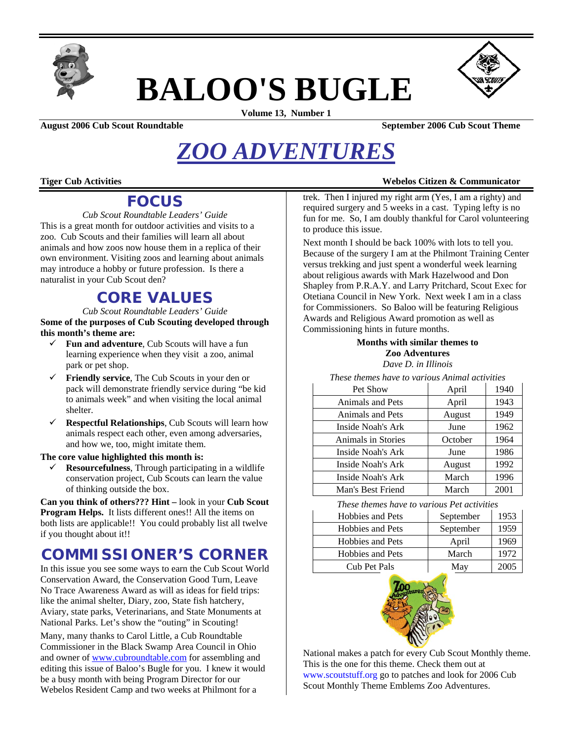# BALOO'S BUGLE

**Volume 13, Number 1**

**August 2006 Cub Scout Roundtable** | **September 2006 Cub Scout Theme**

# *ZOO ADVENTURES*

**Tiger Cub Activities** | **Webelos Citizen & Communicator**

## FOCUS

*Cub Scout Roundtable Leaders' Guide*

This is a great month for outdoor activities and visits to a zoo. Cub Scouts and their families will learn all about animals and how zoos now house them in a replica of their own environment. Visiting zoos and learning about animals may introduce a hobby or future profession. Is there a naturalist in your Cub Scout den?

## CORE VALUES

*Cub Scout Roundtable Leaders' Guide*

**Some of the purposes of Cub Scouting developed through this month's theme are:**

- ✓ **Fun and adventure**, Cub Scouts will have a fun learning experience when they visit a zoo, animal park or pet shop.
- ✓ **Friendly service**, The Cub Scouts in your den or pack will demonstrate friendly service during "be kid to animals week" and when visiting the local animal shelter.
- ✓ **Respectful Relationships**, Cub Scouts will learn how animals respect each other, even among adversaries, and how we, too, might imitate them.

**The core value highlighted this month is:**

- ✓ **Resourcefulness**, Through participating in a wildlife conservation project, Cub Scouts can learn the value of thinking outside the box.

**Can you think of others??? Hint –** look in your **Cub Scout Program Helps.** It lists different ones!! All the items on both lists are applicable!! You could probably list all twelve if you thought about it!!

## COMMISSIONER'S CORNER

In this issue you see some ways to earn the Cub Scout World Conservation Award, the Conservation Good Turn, Leave No Trace Awareness Award as will as ideas for field trips: like the animal shelter, Diary, zoo, State fish hatchery, Aviary, state parks, Veterinarians, and State Monuments at National Parks. Let's show the "outing" in Scouting!

Many, many thanks to Carol Little, a Cub Roundtable Commissioner in the Black Swamp Area Council in Ohio and owner of www.cubroundtable.com for assembling and editing this issue of Baloo's Bugle for you. I knew it would be a busy month with being Program Director for our Webelos Resident Camp and two weeks at Philmont for a trek. Then I injured my right arm (Yes, I am a righty) and required surgery and 5 weeks in a cast. Typing lefty is no fun for me. So, I am doubly thankful for Carol volunteering to produce this issue.

Next month I should be back 100% with lots to tell you. Because of the surgery I am at the Philmont Training Center versus trekking and just spent a wonderful week learning about religious awards with Mark Hazelwood and Don Shapley from P.R.A.Y. and Larry Pritchard, Scout Exec for Otetiana Council in New York. Next week I am in a class for Commissioners. So Baloo will be featuring Religious Awards and Religious Award promotion as well as Commissioning hints in future months.

**Months with similar themes to Zoo Adventures**

*Dave D. in Illinois*

*These themes have to various Animal activities*

| | | |
|---|---|---|
| Pet Show | April | 1940 |
| Animals and Pets | April | 1943 |
| Animals and Pets | August | 1949 |
| Inside Noah's Ark | June | 1962 |
| Animals in Stories | October | 1964 |
| Inside Noah's Ark | June | 1986 |
| Inside Noah's Ark | August | 1992 |
| Inside Noah's Ark | March | 1996 |
| Man's Best Friend | March | 2001 |

*These themes have to various Pet activities*

| | | |
|---|---|---|
| Hobbies and Pets | September | 1953 |
| Hobbies and Pets | September | 1959 |
| Hobbies and Pets | April | 1969 |
| Hobbies and Pets | March | 1972 |
| Cub Pet Pals | May | 2005 |

National makes a patch for every Cub Scout Monthly theme. This is the one for this theme. Check them out at www.scoutstuff.org go to patches and look for 2006 Cub Scout Monthly Theme Emblems Zoo Adventures.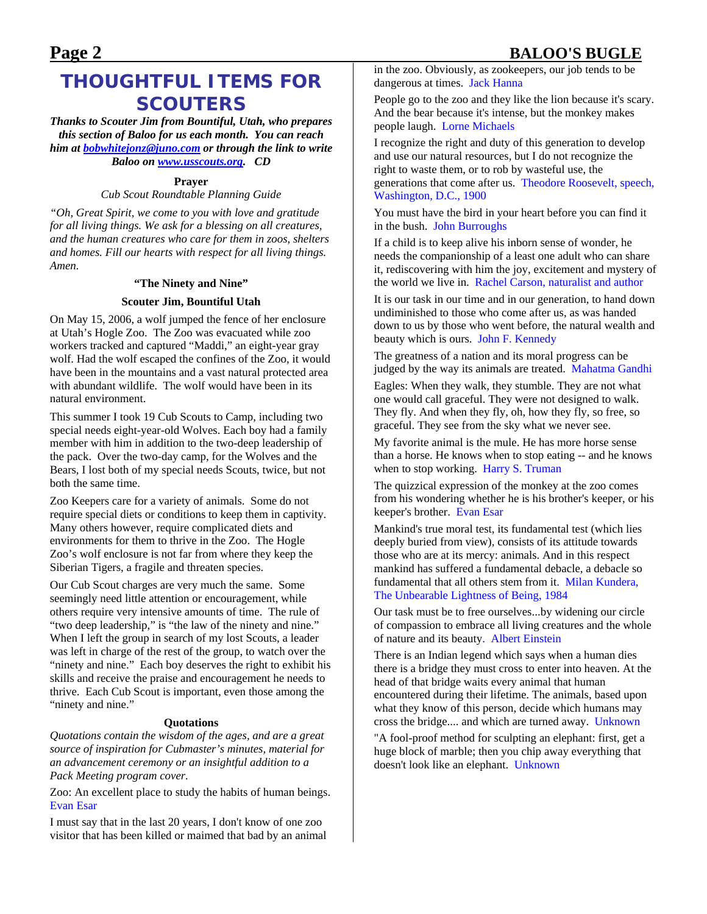# THOUGHTFUL ITEMS FOR SCOUTERS

***Thanks to Scouter Jim from Bountiful, Utah, who prepares this section of Baloo for us each month. You can reach him at [bobwhitejonz@juno.com](mailto:bobwhitejonz@juno.com) or through the link to write Baloo on [www.usscouts.org](http://www.usscouts.org). CD***

### Prayer

*Cub Scout Roundtable Planning Guide*

*"Oh, Great Spirit, we come to you with love and gratitude for all living things. We ask for a blessing on all creatures, and the human creatures who care for them in zoos, shelters and homes. Fill our hearts with respect for all living things. Amen.*

### "The Ninety and Nine"

**Scouter Jim, Bountiful Utah**

On May 15, 2006, a wolf jumped the fence of her enclosure at Utah's Hogle Zoo. The Zoo was evacuated while zoo workers tracked and captured "Maddi," an eight-year gray wolf. Had the wolf escaped the confines of the Zoo, it would have been in the mountains and a vast natural protected area with abundant wildlife. The wolf would have been in its natural environment.

This summer I took 19 Cub Scouts to Camp, including two special needs eight-year-old Wolves. Each boy had a family member with him in addition to the two-deep leadership of the pack. Over the two-day camp, for the Wolves and the Bears, I lost both of my special needs Scouts, twice, but not both the same time.

Zoo Keepers care for a variety of animals. Some do not require special diets or conditions to keep them in captivity. Many others however, require complicated diets and environments for them to thrive in the Zoo. The Hogle Zoo's wolf enclosure is not far from where they keep the Siberian Tigers, a fragile and threaten species.

Our Cub Scout charges are very much the same. Some seemingly need little attention or encouragement, while others require very intensive amounts of time. The rule of "two deep leadership," is "the law of the ninety and nine." When I left the group in search of my lost Scouts, a leader was left in charge of the rest of the group, to watch over the "ninety and nine." Each boy deserves the right to exhibit his skills and receive the praise and encouragement he needs to thrive. Each Cub Scout is important, even those among the "ninety and nine."

### Quotations

*Quotations contain the wisdom of the ages, and are a great source of inspiration for Cubmaster's minutes, material for an advancement ceremony or an insightful addition to a Pack Meeting program cover.*

Zoo: An excellent place to study the habits of human beings. Evan Esar

I must say that in the last 20 years, I don't know of one zoo visitor that has been killed or maimed that bad by an animal in the zoo. Obviously, as zookeepers, our job tends to be dangerous at times. Jack Hanna

People go to the zoo and they like the lion because it's scary. And the bear because it's intense, but the monkey makes people laugh. Lorne Michaels

I recognize the right and duty of this generation to develop and use our natural resources, but I do not recognize the right to waste them, or to rob by wasteful use, the generations that come after us. Theodore Roosevelt, speech, Washington, D.C., 1900

You must have the bird in your heart before you can find it in the bush. John Burroughs

If a child is to keep alive his inborn sense of wonder, he needs the companionship of a least one adult who can share it, rediscovering with him the joy, excitement and mystery of the world we live in. Rachel Carson, naturalist and author

It is our task in our time and in our generation, to hand down undiminished to those who come after us, as was handed down to us by those who went before, the natural wealth and beauty which is ours. John F. Kennedy

The greatness of a nation and its moral progress can be judged by the way its animals are treated. Mahatma Gandhi

Eagles: When they walk, they stumble. They are not what one would call graceful. They were not designed to walk. They fly. And when they fly, oh, how they fly, so free, so graceful. They see from the sky what we never see.

My favorite animal is the mule. He has more horse sense than a horse. He knows when to stop eating -- and he knows when to stop working. Harry S. Truman

The quizzical expression of the monkey at the zoo comes from his wondering whether he is his brother's keeper, or his keeper's brother. Evan Esar

Mankind's true moral test, its fundamental test (which lies deeply buried from view), consists of its attitude towards those who are at its mercy: animals. And in this respect mankind has suffered a fundamental debacle, a debacle so fundamental that all others stem from it. Milan Kundera, The Unbearable Lightness of Being, 1984

Our task must be to free ourselves...by widening our circle of compassion to embrace all living creatures and the whole of nature and its beauty. Albert Einstein

There is an Indian legend which says when a human dies there is a bridge they must cross to enter into heaven. At the head of that bridge waits every animal that human encountered during their lifetime. The animals, based upon what they know of this person, decide which humans may cross the bridge.... and which are turned away. Unknown

"A fool-proof method for sculpting an elephant: first, get a huge block of marble; then you chip away everything that doesn't look like an elephant. Unknown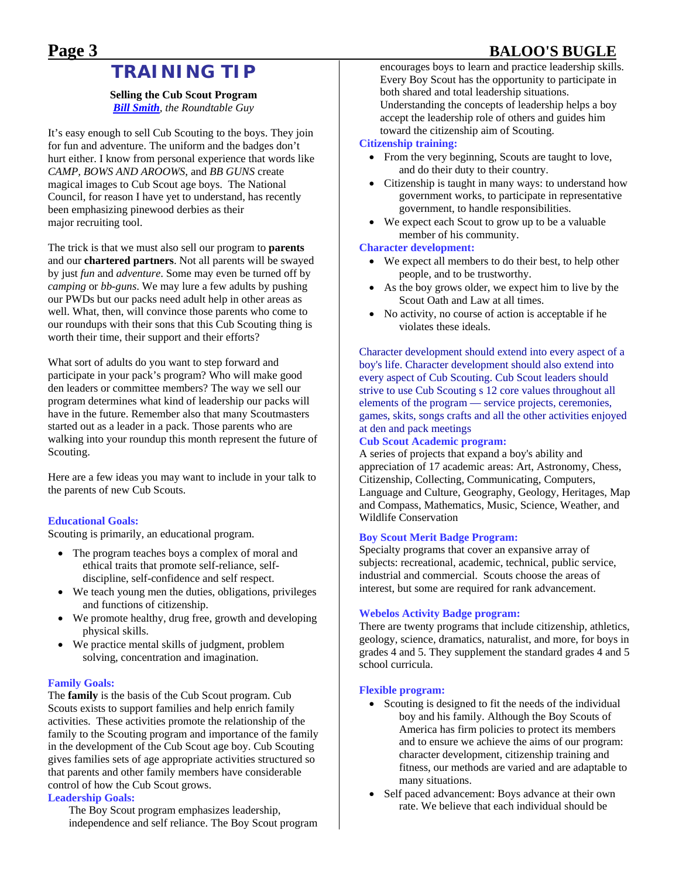## TRAINING TIP

**Selling the Cub Scout Program**
***Bill Smith**, the Roundtable Guy*

It's easy enough to sell Cub Scouting to the boys. They join for fun and adventure. The uniform and the badges don't hurt either. I know from personal experience that words like *CAMP*, *BOWS AND AROOWS*, and *BB GUNS* create magical images to Cub Scout age boys. The National Council, for reason I have yet to understand, has recently been emphasizing pinewood derbies as their major recruiting tool.

The trick is that we must also sell our program to **parents** and our **chartered partners**. Not all parents will be swayed by just *fun* and *adventure*. Some may even be turned off by *camping* or *bb-guns*. We may lure a few adults by pushing our PWDs but our packs need adult help in other areas as well. What, then, will convince those parents who come to our roundups with their sons that this Cub Scouting thing is worth their time, their support and their efforts?

What sort of adults do you want to step forward and participate in your pack's program? Who will make good den leaders or committee members? The way we sell our program determines what kind of leadership our packs will have in the future. Remember also that many Scoutmasters started out as a leader in a pack. Those parents who are walking into your roundup this month represent the future of Scouting.

Here are a few ideas you may want to include in your talk to the parents of new Cub Scouts.

**Educational Goals:**
Scouting is primarily, an educational program.

- The program teaches boys a complex of moral and ethical traits that promote self-reliance, self-discipline, self-confidence and self respect.
- We teach young men the duties, obligations, privileges and functions of citizenship.
- We promote healthy, drug free, growth and developing physical skills.
- We practice mental skills of judgment, problem solving, concentration and imagination.

**Family Goals:**
The **family** is the basis of the Cub Scout program. Cub Scouts exists to support families and help enrich family activities. These activities promote the relationship of the family to the Scouting program and importance of the family in the development of the Cub Scout age boy. Cub Scouting gives families sets of age appropriate activities structured so that parents and other family members have considerable control of how the Cub Scout grows.

**Leadership Goals:**
The Boy Scout program emphasizes leadership, independence and self reliance. The Boy Scout program encourages boys to learn and practice leadership skills. Every Boy Scout has the opportunity to participate in both shared and total leadership situations. Understanding the concepts of leadership helps a boy accept the leadership role of others and guides him toward the citizenship aim of Scouting.

**Citizenship training:**

- From the very beginning, Scouts are taught to love, and do their duty to their country.
- Citizenship is taught in many ways: to understand how government works, to participate in representative government, to handle responsibilities.
- We expect each Scout to grow up to be a valuable member of his community.

**Character development:**

- We expect all members to do their best, to help other people, and to be trustworthy.
- As the boy grows older, we expect him to live by the Scout Oath and Law at all times.
- No activity, no course of action is acceptable if he violates these ideals.

Character development should extend into every aspect of a boy's life. Character development should also extend into every aspect of Cub Scouting. Cub Scout leaders should strive to use Cub Scouting s 12 core values throughout all elements of the program — service projects, ceremonies, games, skits, songs crafts and all the other activities enjoyed at den and pack meetings

**Cub Scout Academic program:**
A series of projects that expand a boy's ability and appreciation of 17 academic areas: Art, Astronomy, Chess, Citizenship, Collecting, Communicating, Computers, Language and Culture, Geography, Geology, Heritages, Map and Compass, Mathematics, Music, Science, Weather, and Wildlife Conservation

**Boy Scout Merit Badge Program:**
Specialty programs that cover an expansive array of subjects: recreational, academic, technical, public service, industrial and commercial. Scouts choose the areas of interest, but some are required for rank advancement.

**Webelos Activity Badge program:**
There are twenty programs that include citizenship, athletics, geology, science, dramatics, naturalist, and more, for boys in grades 4 and 5. They supplement the standard grades 4 and 5 school curricula.

**Flexible program:**

- Scouting is designed to fit the needs of the individual boy and his family. Although the Boy Scouts of America has firm policies to protect its members and to ensure we achieve the aims of our program: character development, citizenship training and fitness, our methods are varied and are adaptable to many situations.
- Self paced advancement: Boys advance at their own rate. We believe that each individual should be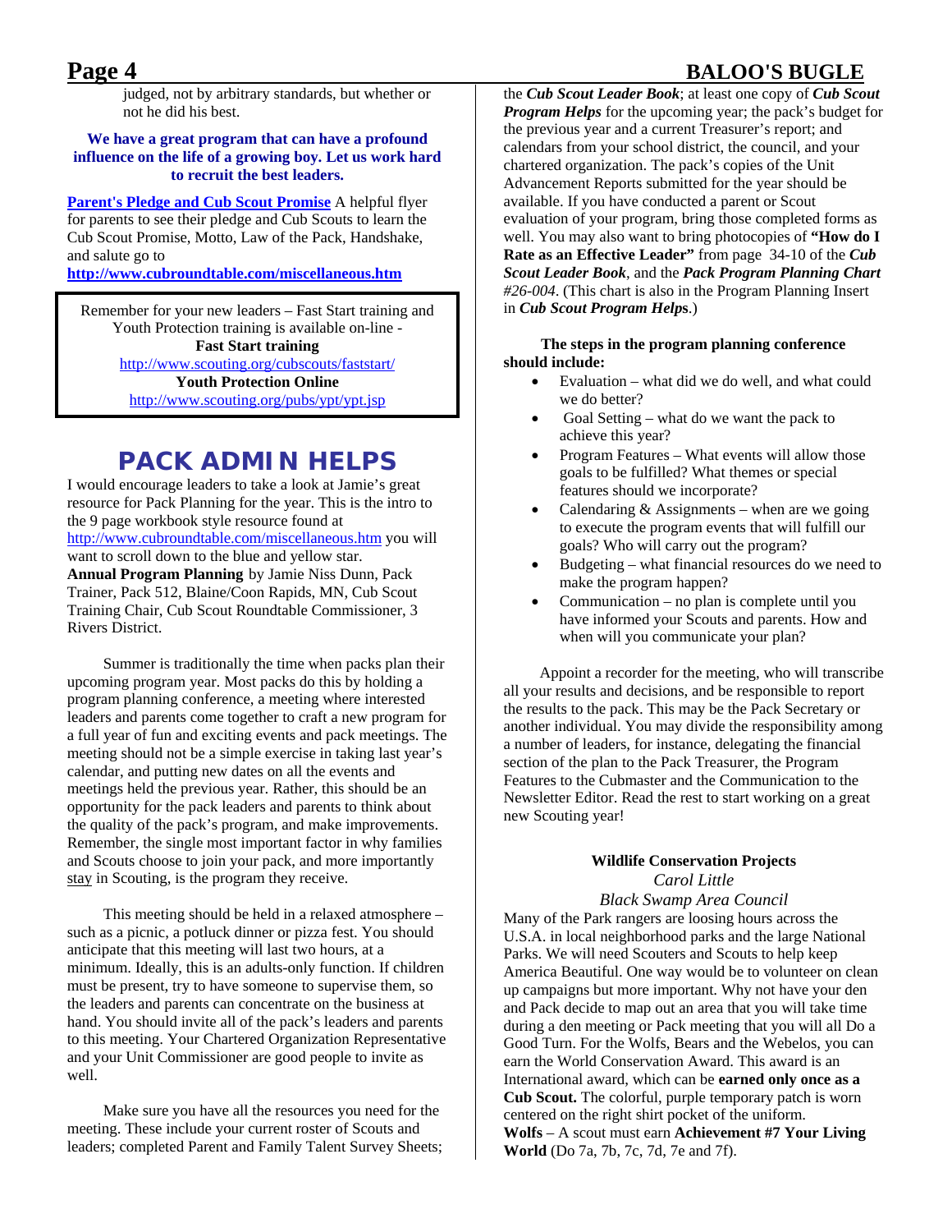judged, not by arbitrary standards, but whether or not he did his best.

**We have a great program that can have a profound influence on the life of a growing boy. Let us work hard to recruit the best leaders.**

**Parent's Pledge and Cub Scout Promise** A helpful flyer for parents to see their pledge and Cub Scouts to learn the Cub Scout Promise, Motto, Law of the Pack, Handshake, and salute go to
**http://www.cubroundtable.com/miscellaneous.htm**

> Remember for your new leaders – Fast Start training and Youth Protection training is available on-line -
> **Fast Start training**
> http://www.scouting.org/cubscouts/faststart/
> **Youth Protection Online**
> http://www.scouting.org/pubs/ypt/ypt.jsp

## PACK ADMIN HELPS

I would encourage leaders to take a look at Jamie's great resource for Pack Planning for the year. This is the intro to the 9 page workbook style resource found at http://www.cubroundtable.com/miscellaneous.htm you will want to scroll down to the blue and yellow star.

**Annual Program Planning** by Jamie Niss Dunn, Pack Trainer, Pack 512, Blaine/Coon Rapids, MN, Cub Scout Training Chair, Cub Scout Roundtable Commissioner, 3 Rivers District.

Summer is traditionally the time when packs plan their upcoming program year. Most packs do this by holding a program planning conference, a meeting where interested leaders and parents come together to craft a new program for a full year of fun and exciting events and pack meetings. The meeting should not be a simple exercise in taking last year's calendar, and putting new dates on all the events and meetings held the previous year. Rather, this should be an opportunity for the pack leaders and parents to think about the quality of the pack's program, and make improvements. Remember, the single most important factor in why families and Scouts choose to join your pack, and more importantly stay in Scouting, is the program they receive.

This meeting should be held in a relaxed atmosphere – such as a picnic, a potluck dinner or pizza fest. You should anticipate that this meeting will last two hours, at a minimum. Ideally, this is an adults-only function. If children must be present, try to have someone to supervise them, so the leaders and parents can concentrate on the business at hand. You should invite all of the pack's leaders and parents to this meeting. Your Chartered Organization Representative and your Unit Commissioner are good people to invite as well.

Make sure you have all the resources you need for the meeting. These include your current roster of Scouts and leaders; completed Parent and Family Talent Survey Sheets; the ***Cub Scout Leader Book***; at least one copy of ***Cub Scout Program Helps*** for the upcoming year; the pack's budget for the previous year and a current Treasurer's report; and calendars from your school district, the council, and your chartered organization. The pack's copies of the Unit Advancement Reports submitted for the year should be available. If you have conducted a parent or Scout evaluation of your program, bring those completed forms as well. You may also want to bring photocopies of **"How do I Rate as an Effective Leader"** from page 34-10 of the ***Cub Scout Leader Book***, and the ***Pack Program Planning Chart*** *#26-004*. (This chart is also in the Program Planning Insert in ***Cub Scout Program Helps***.)

**The steps in the program planning conference should include:**

- Evaluation – what did we do well, and what could we do better?
- Goal Setting – what do we want the pack to achieve this year?
- Program Features – What events will allow those goals to be fulfilled? What themes or special features should we incorporate?
- Calendaring & Assignments – when are we going to execute the program events that will fulfill our goals? Who will carry out the program?
- Budgeting – what financial resources do we need to make the program happen?
- Communication – no plan is complete until you have informed your Scouts and parents. How and when will you communicate your plan?

Appoint a recorder for the meeting, who will transcribe all your results and decisions, and be responsible to report the results to the pack. This may be the Pack Secretary or another individual. You may divide the responsibility among a number of leaders, for instance, delegating the financial section of the plan to the Pack Treasurer, the Program Features to the Cubmaster and the Communication to the Newsletter Editor. Read the rest to start working on a great new Scouting year!

**Wildlife Conservation Projects**
*Carol Little*
*Black Swamp Area Council*

Many of the Park rangers are loosing hours across the U.S.A. in local neighborhood parks and the large National Parks. We will need Scouters and Scouts to help keep America Beautiful. One way would be to volunteer on clean up campaigns but more important. Why not have your den and Pack decide to map out an area that you will take time during a den meeting or Pack meeting that you will all Do a Good Turn. For the Wolfs, Bears and the Webelos, you can earn the World Conservation Award. This award is an International award, which can be **earned only once as a Cub Scout.** The colorful, purple temporary patch is worn centered on the right shirt pocket of the uniform.

**Wolfs** – A scout must earn **Achievement #7 Your Living World** (Do 7a, 7b, 7c, 7d, 7e and 7f).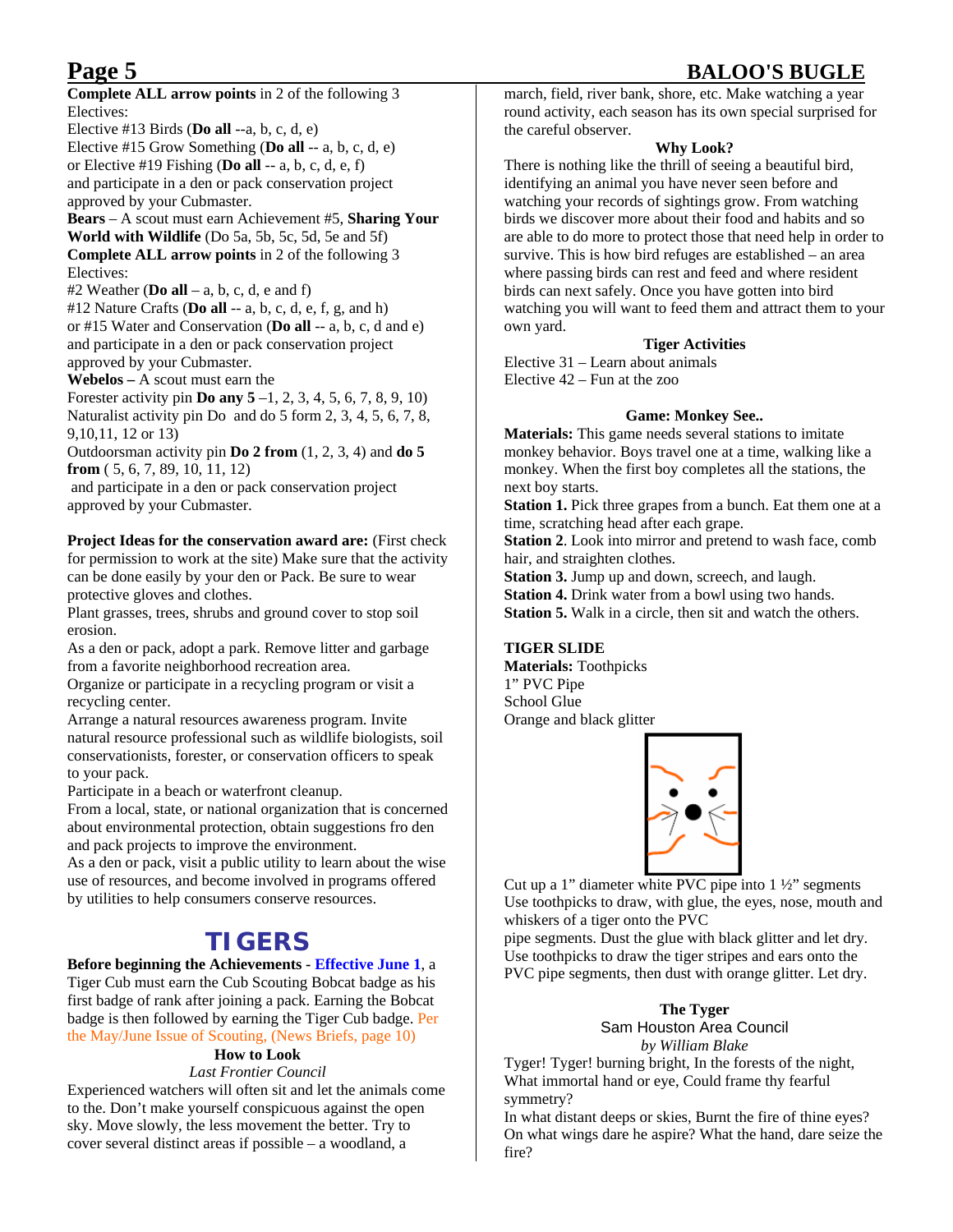**Complete ALL arrow points** in 2 of the following 3 Electives:

Elective #13 Birds (**Do all** --a, b, c, d, e)

Elective #15 Grow Something (**Do all** -- a, b, c, d, e)

or Elective #19 Fishing (**Do all** -- a, b, c, d, e, f)

and participate in a den or pack conservation project approved by your Cubmaster.

**Bears** – A scout must earn Achievement #5, **Sharing Your World with Wildlife** (Do 5a, 5b, 5c, 5d, 5e and 5f)

**Complete ALL arrow points** in 2 of the following 3 Electives:

#2 Weather (**Do all** – a, b, c, d, e and f)

#12 Nature Crafts (**Do all** -- a, b, c, d, e, f, g, and h)

or #15 Water and Conservation (**Do all** -- a, b, c, d and e)

and participate in a den or pack conservation project approved by your Cubmaster.

**Webelos –** A scout must earn the

Forester activity pin **Do any 5** –1, 2, 3, 4, 5, 6, 7, 8, 9, 10)

Naturalist activity pin Do and do 5 form 2, 3, 4, 5, 6, 7, 8, 9,10,11, 12 or 13)

Outdoorsman activity pin **Do 2 from** (1, 2, 3, 4) and **do 5 from** ( 5, 6, 7, 89, 10, 11, 12)

and participate in a den or pack conservation project approved by your Cubmaster.

**Project Ideas for the conservation award are:** (First check for permission to work at the site) Make sure that the activity can be done easily by your den or Pack. Be sure to wear protective gloves and clothes.

Plant grasses, trees, shrubs and ground cover to stop soil erosion.

As a den or pack, adopt a park. Remove litter and garbage from a favorite neighborhood recreation area.

Organize or participate in a recycling program or visit a recycling center.

Arrange a natural resources awareness program. Invite natural resource professional such as wildlife biologists, soil conservationists, forester, or conservation officers to speak to your pack.

Participate in a beach or waterfront cleanup.

From a local, state, or national organization that is concerned about environmental protection, obtain suggestions fro den and pack projects to improve the environment.

As a den or pack, visit a public utility to learn about the wise use of resources, and become involved in programs offered by utilities to help consumers conserve resources.

## TIGERS

**Before beginning the Achievements - Effective June 1**, a Tiger Cub must earn the Cub Scouting Bobcat badge as his first badge of rank after joining a pack. Earning the Bobcat badge is then followed by earning the Tiger Cub badge. Per the May/June Issue of Scouting, (News Briefs, page 10)

### How to Look

*Last Frontier Council*

Experienced watchers will often sit and let the animals come to the. Don't make yourself conspicuous against the open sky. Move slowly, the less movement the better. Try to cover several distinct areas if possible – a woodland, a march, field, river bank, shore, etc. Make watching a year round activity, each season has its own special surprised for the careful observer.

### Why Look?

There is nothing like the thrill of seeing a beautiful bird, identifying an animal you have never seen before and watching your records of sightings grow. From watching birds we discover more about their food and habits and so are able to do more to protect those that need help in order to survive. This is how bird refuges are established – an area where passing birds can rest and feed and where resident birds can next safely. Once you have gotten into bird watching you will want to feed them and attract them to your own yard.

### Tiger Activities

Elective 31 – Learn about animals

Elective 42 – Fun at the zoo

### Game: Monkey See..

**Materials:** This game needs several stations to imitate monkey behavior. Boys travel one at a time, walking like a monkey. When the first boy completes all the stations, the next boy starts.

**Station 1.** Pick three grapes from a bunch. Eat them one at a time, scratching head after each grape.

**Station 2**. Look into mirror and pretend to wash face, comb hair, and straighten clothes.

**Station 3.** Jump up and down, screech, and laugh.

**Station 4.** Drink water from a bowl using two hands.

**Station 5.** Walk in a circle, then sit and watch the others.

### TIGER SLIDE

**Materials:** Toothpicks

1" PVC Pipe

School Glue

Orange and black glitter

Cut up a 1" diameter white PVC pipe into 1 ½" segments

Use toothpicks to draw, with glue, the eyes, nose, mouth and whiskers of a tiger onto the PVC pipe segments. Dust the glue with black glitter and let dry.

Use toothpicks to draw the tiger stripes and ears onto the PVC pipe segments, then dust with orange glitter. Let dry.

### The Tyger

Sam Houston Area Council

*by William Blake*

Tyger! Tyger! burning bright, In the forests of the night,
What immortal hand or eye, Could frame thy fearful symmetry?

In what distant deeps or skies, Burnt the fire of thine eyes?
On what wings dare he aspire? What the hand, dare seize the fire?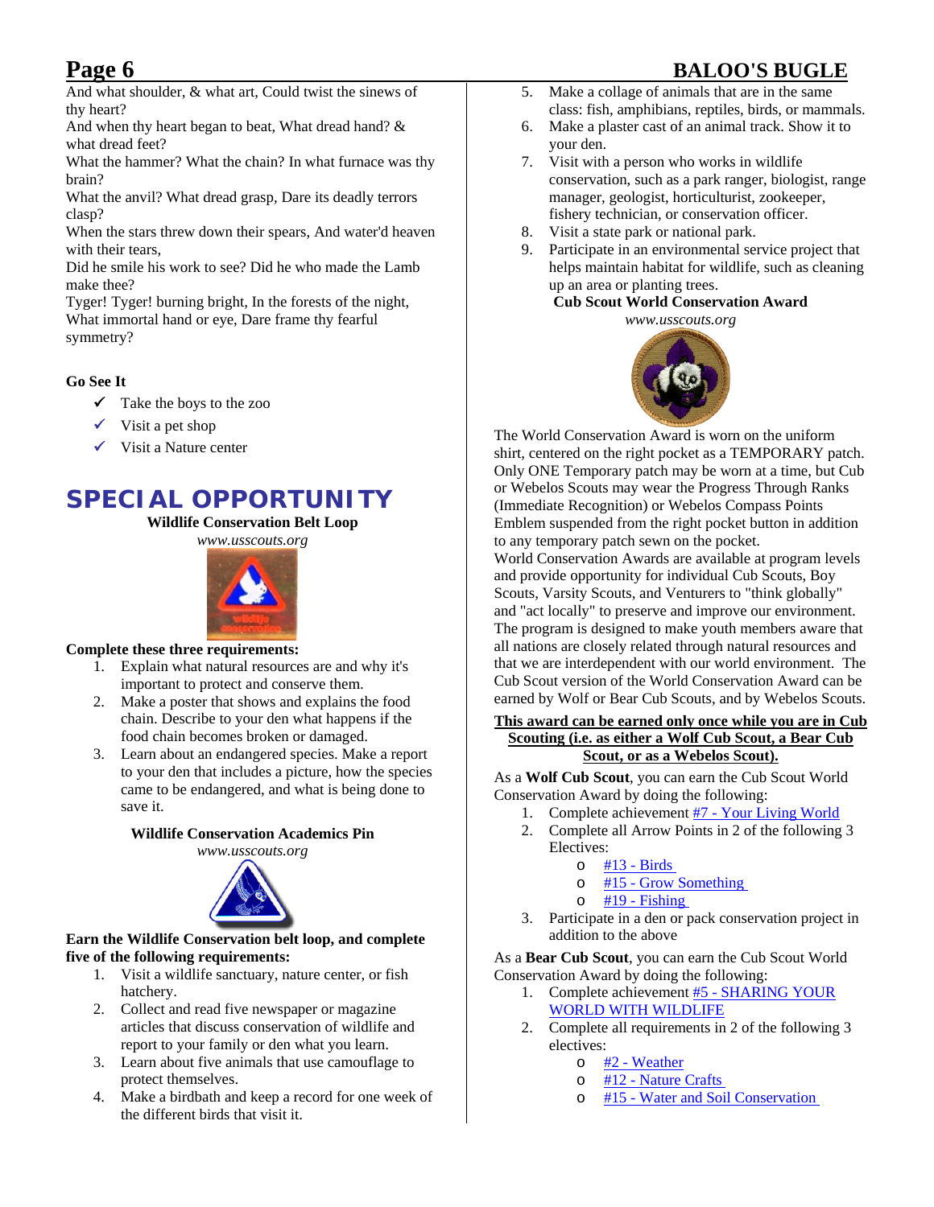And what shoulder, & what art, Could twist the sinews of thy heart?
And when thy heart began to beat, What dread hand? & what dread feet?
What the hammer? What the chain? In what furnace was thy brain?
What the anvil? What dread grasp, Dare its deadly terrors clasp?
When the stars threw down their spears, And water'd heaven with their tears,
Did he smile his work to see? Did he who made the Lamb make thee?
Tyger! Tyger! burning bright, In the forests of the night,
What immortal hand or eye, Dare frame thy fearful symmetry?

**Go See It**

- ✓ Take the boys to the zoo
- ✓ Visit a pet shop
- ✓ Visit a Nature center

## SPECIAL OPPORTUNITY

**Wildlife Conservation Belt Loop**

*www.usscouts.org*

**Complete these three requirements:**

1. Explain what natural resources are and why it's important to protect and conserve them.
2. Make a poster that shows and explains the food chain. Describe to your den what happens if the food chain becomes broken or damaged.
3. Learn about an endangered species. Make a report to your den that includes a picture, how the species came to be endangered, and what is being done to save it.

**Wildlife Conservation Academics Pin**

*www.usscouts.org*

**Earn the Wildlife Conservation belt loop, and complete five of the following requirements:**

1. Visit a wildlife sanctuary, nature center, or fish hatchery.
2. Collect and read five newspaper or magazine articles that discuss conservation of wildlife and report to your family or den what you learn.
3. Learn about five animals that use camouflage to protect themselves.
4. Make a birdbath and keep a record for one week of the different birds that visit it.
5. Make a collage of animals that are in the same class: fish, amphibians, reptiles, birds, or mammals.
6. Make a plaster cast of an animal track. Show it to your den.
7. Visit with a person who works in wildlife conservation, such as a park ranger, biologist, range manager, geologist, horticulturist, zookeeper, fishery technician, or conservation officer.
8. Visit a state park or national park.
9. Participate in an environmental service project that helps maintain habitat for wildlife, such as cleaning up an area or planting trees.

**Cub Scout World Conservation Award**

*www.usscouts.org*

The World Conservation Award is worn on the uniform shirt, centered on the right pocket as a TEMPORARY patch. Only ONE Temporary patch may be worn at a time, but Cub or Webelos Scouts may wear the Progress Through Ranks (Immediate Recognition) or Webelos Compass Points Emblem suspended from the right pocket button in addition to any temporary patch sewn on the pocket.

World Conservation Awards are available at program levels and provide opportunity for individual Cub Scouts, Boy Scouts, Varsity Scouts, and Venturers to "think globally" and "act locally" to preserve and improve our environment. The program is designed to make youth members aware that all nations are closely related through natural resources and that we are interdependent with our world environment. The Cub Scout version of the World Conservation Award can be earned by Wolf or Bear Cub Scouts, and by Webelos Scouts.

**<u>This award can be earned only once while you are in Cub Scouting (i.e. as either a Wolf Cub Scout, a Bear Cub Scout, or as a Webelos Scout).</u>**

As a **Wolf Cub Scout**, you can earn the Cub Scout World Conservation Award by doing the following:

1. Complete achievement #7 - Your Living World
2. Complete all Arrow Points in 2 of the following 3 Electives:
   - #13 - Birds
   - #15 - Grow Something
   - #19 - Fishing
3. Participate in a den or pack conservation project in addition to the above

As a **Bear Cub Scout**, you can earn the Cub Scout World Conservation Award by doing the following:

1. Complete achievement #5 - SHARING YOUR WORLD WITH WILDLIFE
2. Complete all requirements in 2 of the following 3 electives:
   - #2 - Weather
   - #12 - Nature Crafts
   - #15 - Water and Soil Conservation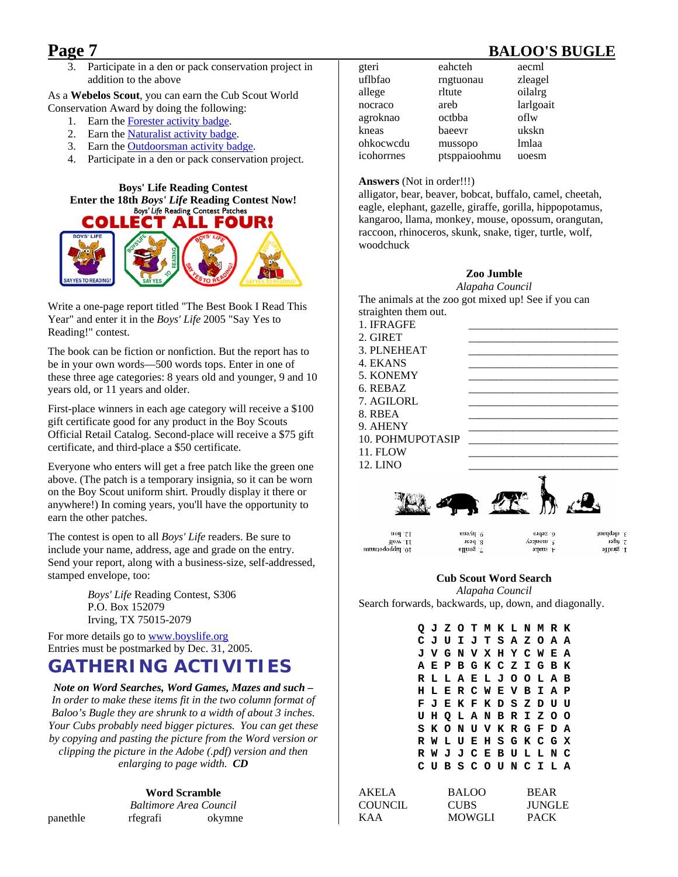3. Participate in a den or pack conservation project in addition to the above

As a **Webelos Scout**, you can earn the Cub Scout World Conservation Award by doing the following:

1. Earn the Forester activity badge.
2. Earn the Naturalist activity badge.
3. Earn the Outdoorsman activity badge.
4. Participate in a den or pack conservation project.

**Boys' Life Reading Contest**
**Enter the 18th *Boys' Life* Reading Contest Now!**

*Boys' Life* Reading Contest Patches
COLLECT ALL FOUR!

Write a one-page report titled "The Best Book I Read This Year" and enter it in the *Boys' Life* 2005 "Say Yes to Reading!" contest.

The book can be fiction or nonfiction. But the report has to be in your own words—500 words tops. Enter in one of these three age categories: 8 years old and younger, 9 and 10 years old, or 11 years and older.

First-place winners in each age category will receive a $100 gift certificate good for any product in the Boy Scouts Official Retail Catalog. Second-place will receive a $75 gift certificate, and third-place a $50 certificate.

Everyone who enters will get a free patch like the green one above. (The patch is a temporary insignia, so it can be worn on the Boy Scout uniform shirt. Proudly display it there or anywhere!) In coming years, you'll have the opportunity to earn the other patches.

The contest is open to all *Boys' Life* readers. Be sure to include your name, address, age and grade on the entry. Send your report, along with a business-size, self-addressed, stamped envelope, too:

> *Boys' Life* Reading Contest, S306
> P.O. Box 152079
> Irving, TX 75015-2079

For more details go to www.boyslife.org
Entries must be postmarked by Dec. 31, 2005.

# GATHERING ACTIVITIES

***Note on Word Searches, Word Games, Mazes and such –*** *In order to make these items fit in the two column format of Baloo's Bugle they are shrunk to a width of about 3 inches. Your Cubs probably need bigger pictures. You can get these by copying and pasting the picture from the Word version or clipping the picture in the Adobe (.pdf) version and then enlarging to page width.* ***CD***

**Word Scramble**
*Baltimore Area Council*

| | | |
|---|---|---|
| panethle | rfegrafi | okymne |
| gteri | eahcteh | aecml |
| uflbfao | rngtuonau | zleagel |
| allege | rltute | oilalrg |
| nocraco | areb | larlgoait |
| agroknao | octbba | oflw |
| kneas | baeevr | ukskn |
| ohkocwcdu | mussopo | lmlaa |
| icohorrnes | ptsppaioohmu | uoesm |

**Answers** (Not in order!!!)
alligator, bear, beaver, bobcat, buffalo, camel, cheetah, eagle, elephant, gazelle, giraffe, gorilla, hippopotamus, kangaroo, llama, monkey, mouse, opossum, orangutan, raccoon, rhinoceros, skunk, snake, tiger, turtle, wolf, woodchuck

**Zoo Jumble**
*Alapaha Council*

The animals at the zoo got mixed up! See if you can straighten them out.

1. IFRAGFE ____________________
2. GIRET ____________________
3. PLNEHEAT ____________________
4. EKANS ____________________
5. KONEMY ____________________
6. REBAZ ____________________
7. AGILORL ____________________
8. RBEA ____________________
9. AHENY ____________________
10. POHMUPOTASIP ____________________
11. FLOW ____________________
12. LINO ____________________

(Upside-down answers: 1. giraffe 2. tiger 3. elephant 4. snake 5. monkey 6. zebra 7. gorilla 8. bear 9. hyena 10. hippopotamus 11. wolf 12. lion)

**Cub Scout Word Search**
*Alapaha Council*

Search forwards, backwards, up, down, and diagonally.

```
Q J Z O T M K L N M R K
C J U I J T S A Z O A A
J V G N V X H Y C W E A
A E P B G K C Z I G B K
R L L A E L J O O L A B
H L E R C W E V B I A P
F J E K F K D S Z D U U
U H Q L A N B R I Z O O
S K O N U V K R G F D A
R W L U E H S G K C G X
R W J J C E B U L L N C
C U B S C O U N C I L A
```

| | | |
|---|---|---|
| AKELA | BALOO | BEAR |
| COUNCIL | CUBS | JUNGLE |
| KAA | MOWGLI | PACK |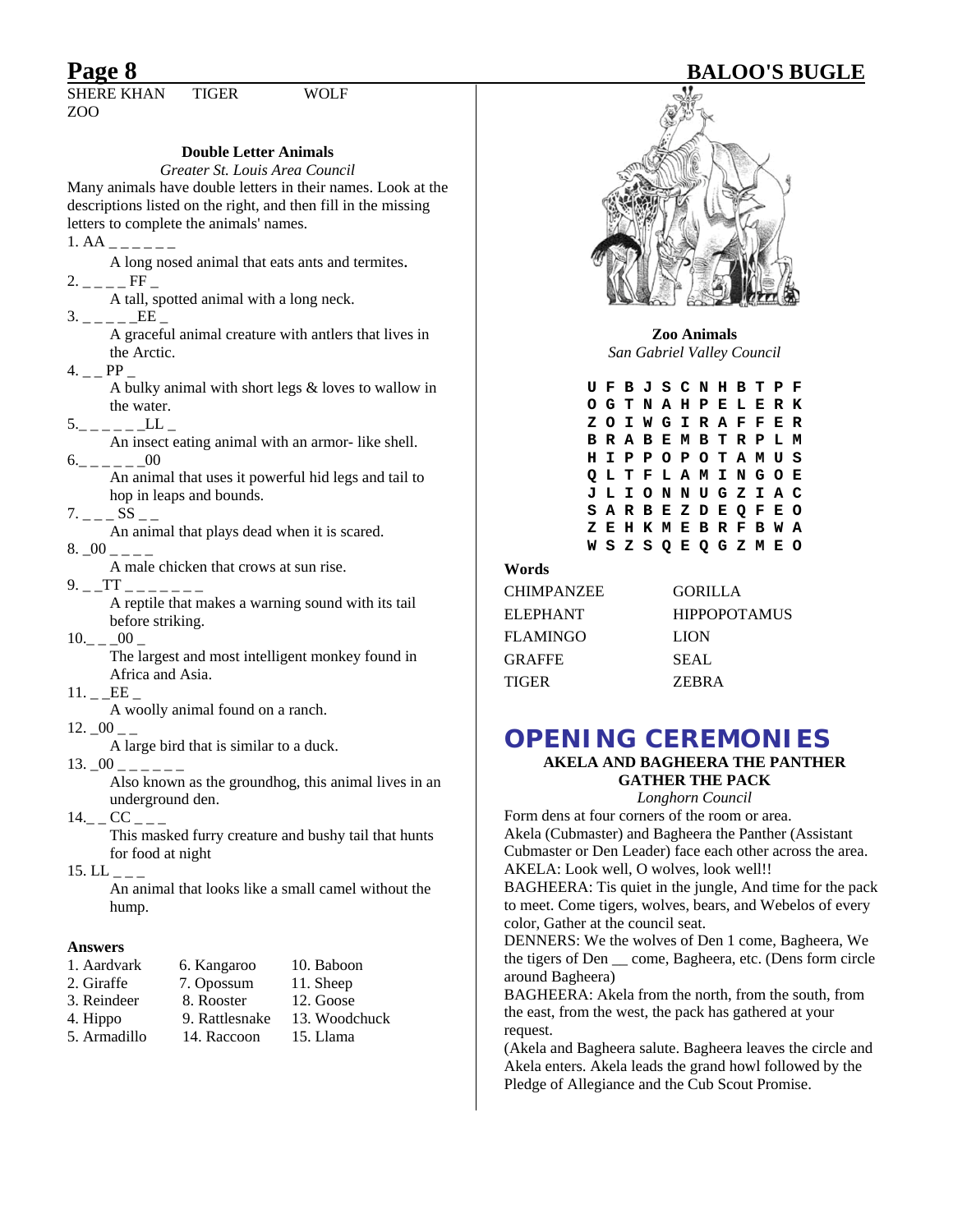SHERE KHAN TIGER WOLF ZOO

### Double Letter Animals

*Greater St. Louis Area Council*

Many animals have double letters in their names. Look at the descriptions listed on the right, and then fill in the missing letters to complete the animals' names.

1. AA _ _ _ _ _ _
   A long nosed animal that eats ants and termites.
2. _ _ _ _ FF _
   A tall, spotted animal with a long neck.
3. _ _ _ _ _EE _
   A graceful animal creature with antlers that lives in the Arctic.
4. _ _ PP _
   A bulky animal with short legs & loves to wallow in the water.
5. _ _ _ _ _ _LL _
   An insect eating animal with an armor- like shell.
6. _ _ _ _ _ _00
   An animal that uses it powerful hid legs and tail to hop in leaps and bounds.
7. _ _ _ SS _ _
   An animal that plays dead when it is scared.
8. _00 _ _ _ _
   A male chicken that crows at sun rise.
9. _ _TT _ _ _ _ _ _ _
   A reptile that makes a warning sound with its tail before striking.
10. _ _ _00 _
    The largest and most intelligent monkey found in Africa and Asia.
11. _ _EE _
    A woolly animal found on a ranch.
12. _00 _ _
    A large bird that is similar to a duck.
13. _00 _ _ _ _ _ _
    Also known as the groundhog, this animal lives in an underground den.
14. _ _ CC _ _ _
    This masked furry creature and bushy tail that hunts for food at night
15. LL _ _ _
    An animal that looks like a small camel without the hump.

**Answers**

| | | |
|---|---|---|
| 1. Aardvark | 6. Kangaroo | 10. Baboon |
| 2. Giraffe | 7. Opossum | 11. Sheep |
| 3. Reindeer | 8. Rooster | 12. Goose |
| 4. Hippo | 9. Rattlesnake | 13. Woodchuck |
| 5. Armadillo | 14. Raccoon | 15. Llama |

### Zoo Animals

*San Gabriel Valley Council*

```
U F B J S C N H B T P F
O G T N A H P E L E R K
Z O I W G I R A F F E R
B R A B E M B T R P L M
H I P P O P O T A M U S
Q L T F L A M I N G O E
J L I O N N U G Z I A C
S A R B E Z D E Q F E O
Z E H K M E B R F B W A
W S Z S Q E Q G Z M E O
```

**Words**

| | |
|---|---|
| CHIMPANZEE | GORILLA |
| ELEPHANT | HIPPOPOTAMUS |
| FLAMINGO | LION |
| GRAFFE | SEAL |
| TIGER | ZEBRA |

## OPENING CEREMONIES

### AKELA AND BAGHEERA THE PANTHER GATHER THE PACK

*Longhorn Council*

Form dens at four corners of the room or area.

Akela (Cubmaster) and Bagheera the Panther (Assistant Cubmaster or Den Leader) face each other across the area.

AKELA: Look well, O wolves, look well!!

BAGHEERA: Tis quiet in the jungle, And time for the pack to meet. Come tigers, wolves, bears, and Webelos of every color, Gather at the council seat.

DENNERS: We the wolves of Den 1 come, Bagheera, We the tigers of Den __ come, Bagheera, etc. (Dens form circle around Bagheera)

BAGHEERA: Akela from the north, from the south, from the east, from the west, the pack has gathered at your request.

(Akela and Bagheera salute. Bagheera leaves the circle and Akela enters. Akela leads the grand howl followed by the Pledge of Allegiance and the Cub Scout Promise.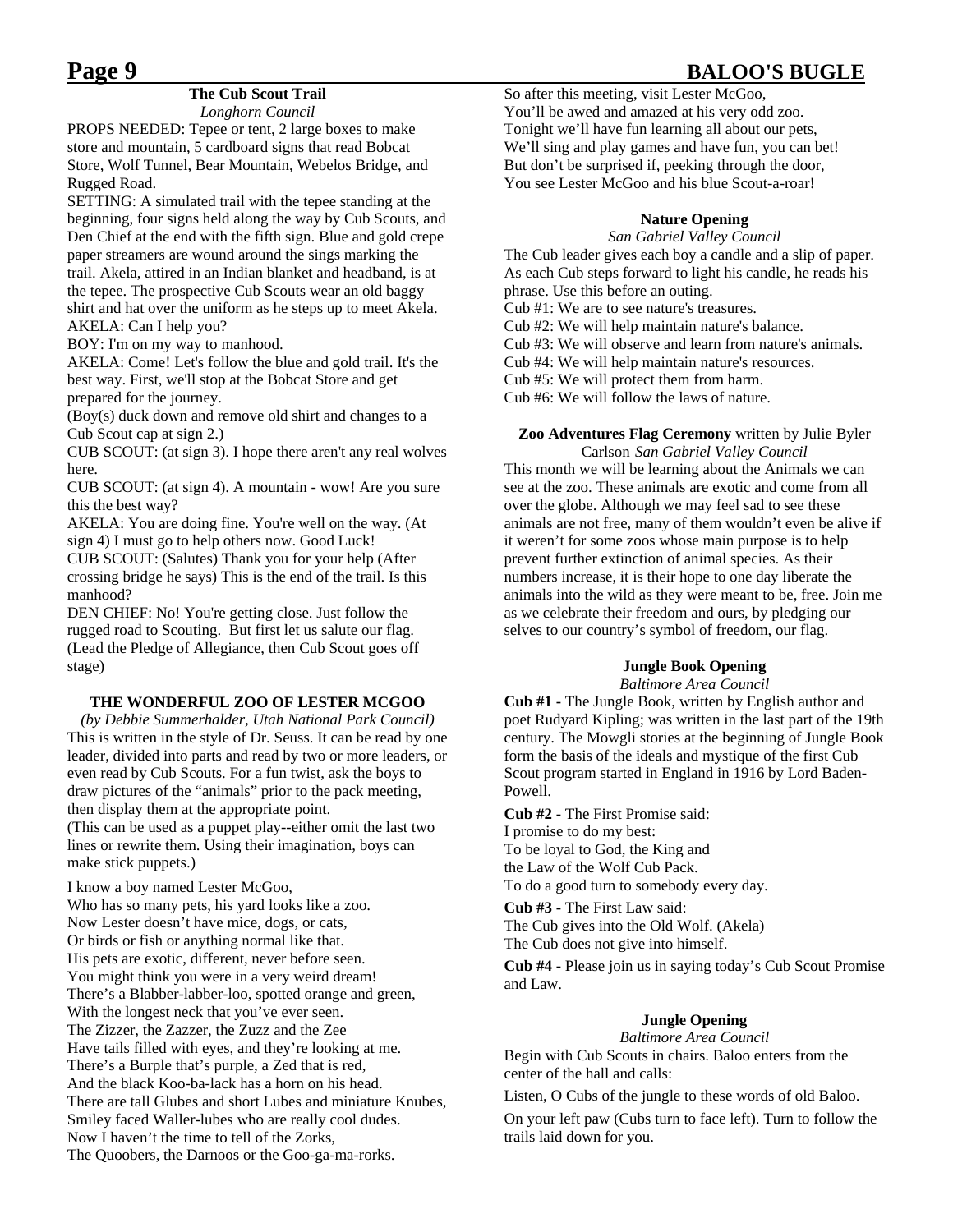### The Cub Scout Trail

*Longhorn Council*

PROPS NEEDED: Tepee or tent, 2 large boxes to make store and mountain, 5 cardboard signs that read Bobcat Store, Wolf Tunnel, Bear Mountain, Webelos Bridge, and Rugged Road.

SETTING: A simulated trail with the tepee standing at the beginning, four signs held along the way by Cub Scouts, and Den Chief at the end with the fifth sign. Blue and gold crepe paper streamers are wound around the sings marking the trail. Akela, attired in an Indian blanket and headband, is at the tepee. The prospective Cub Scouts wear an old baggy shirt and hat over the uniform as he steps up to meet Akela.

AKELA: Can I help you?

BOY: I'm on my way to manhood.

AKELA: Come! Let's follow the blue and gold trail. It's the best way. First, we'll stop at the Bobcat Store and get prepared for the journey.

(Boy(s) duck down and remove old shirt and changes to a Cub Scout cap at sign 2.)

CUB SCOUT: (at sign 3). I hope there aren't any real wolves here.

CUB SCOUT: (at sign 4). A mountain - wow! Are you sure this the best way?

AKELA: You are doing fine. You're well on the way. (At sign 4) I must go to help others now. Good Luck!

CUB SCOUT: (Salutes) Thank you for your help (After crossing bridge he says) This is the end of the trail. Is this manhood?

DEN CHIEF: No! You're getting close. Just follow the rugged road to Scouting. But first let us salute our flag. (Lead the Pledge of Allegiance, then Cub Scout goes off stage)

### THE WONDERFUL ZOO OF LESTER MCGOO

*(by Debbie Summerhalder, Utah National Park Council)*

This is written in the style of Dr. Seuss. It can be read by one leader, divided into parts and read by two or more leaders, or even read by Cub Scouts. For a fun twist, ask the boys to draw pictures of the "animals" prior to the pack meeting, then display them at the appropriate point.

(This can be used as a puppet play--either omit the last two lines or rewrite them. Using their imagination, boys can make stick puppets.)

I know a boy named Lester McGoo,
Who has so many pets, his yard looks like a zoo.
Now Lester doesn't have mice, dogs, or cats,
Or birds or fish or anything normal like that.
His pets are exotic, different, never before seen.
You might think you were in a very weird dream!
There's a Blabber-labber-loo, spotted orange and green,
With the longest neck that you've ever seen.
The Zizzer, the Zazzer, the Zuzz and the Zee
Have tails filled with eyes, and they're looking at me.
There's a Burple that's purple, a Zed that is red,
And the black Koo-ba-lack has a horn on his head.
There are tall Glubes and short Lubes and miniature Knubes,
Smiley faced Waller-lubes who are really cool dudes.
Now I haven't the time to tell of the Zorks,
The Quoobers, the Darnoos or the Goo-ga-ma-rorks.
So after this meeting, visit Lester McGoo,
You'll be awed and amazed at his very odd zoo.
Tonight we'll have fun learning all about our pets,
We'll sing and play games and have fun, you can bet!
But don't be surprised if, peeking through the door,
You see Lester McGoo and his blue Scout-a-roar!

### Nature Opening

*San Gabriel Valley Council*

The Cub leader gives each boy a candle and a slip of paper. As each Cub steps forward to light his candle, he reads his phrase. Use this before an outing.

Cub #1: We are to see nature's treasures.
Cub #2: We will help maintain nature's balance.
Cub #3: We will observe and learn from nature's animals.
Cub #4: We will help maintain nature's resources.
Cub #5: We will protect them from harm.
Cub #6: We will follow the laws of nature.

### Zoo Adventures Flag Ceremony written by Julie Byler Carlson *San Gabriel Valley Council*

This month we will be learning about the Animals we can see at the zoo. These animals are exotic and come from all over the globe. Although we may feel sad to see these animals are not free, many of them wouldn't even be alive if it weren't for some zoos whose main purpose is to help prevent further extinction of animal species. As their numbers increase, it is their hope to one day liberate the animals into the wild as they were meant to be, free. Join me as we celebrate their freedom and ours, by pledging our selves to our country's symbol of freedom, our flag.

### Jungle Book Opening

*Baltimore Area Council*

**Cub #1 -** The Jungle Book, written by English author and poet Rudyard Kipling; was written in the last part of the 19th century. The Mowgli stories at the beginning of Jungle Book form the basis of the ideals and mystique of the first Cub Scout program started in England in 1916 by Lord Baden-Powell.

**Cub #2 -** The First Promise said:
I promise to do my best:
To be loyal to God, the King and
the Law of the Wolf Cub Pack.
To do a good turn to somebody every day.

**Cub #3 -** The First Law said:
The Cub gives into the Old Wolf. (Akela)
The Cub does not give into himself.

**Cub #4 -** Please join us in saying today's Cub Scout Promise and Law.

### Jungle Opening

*Baltimore Area Council*

Begin with Cub Scouts in chairs. Baloo enters from the center of the hall and calls:

Listen, O Cubs of the jungle to these words of old Baloo.

On your left paw (Cubs turn to face left). Turn to follow the trails laid down for you.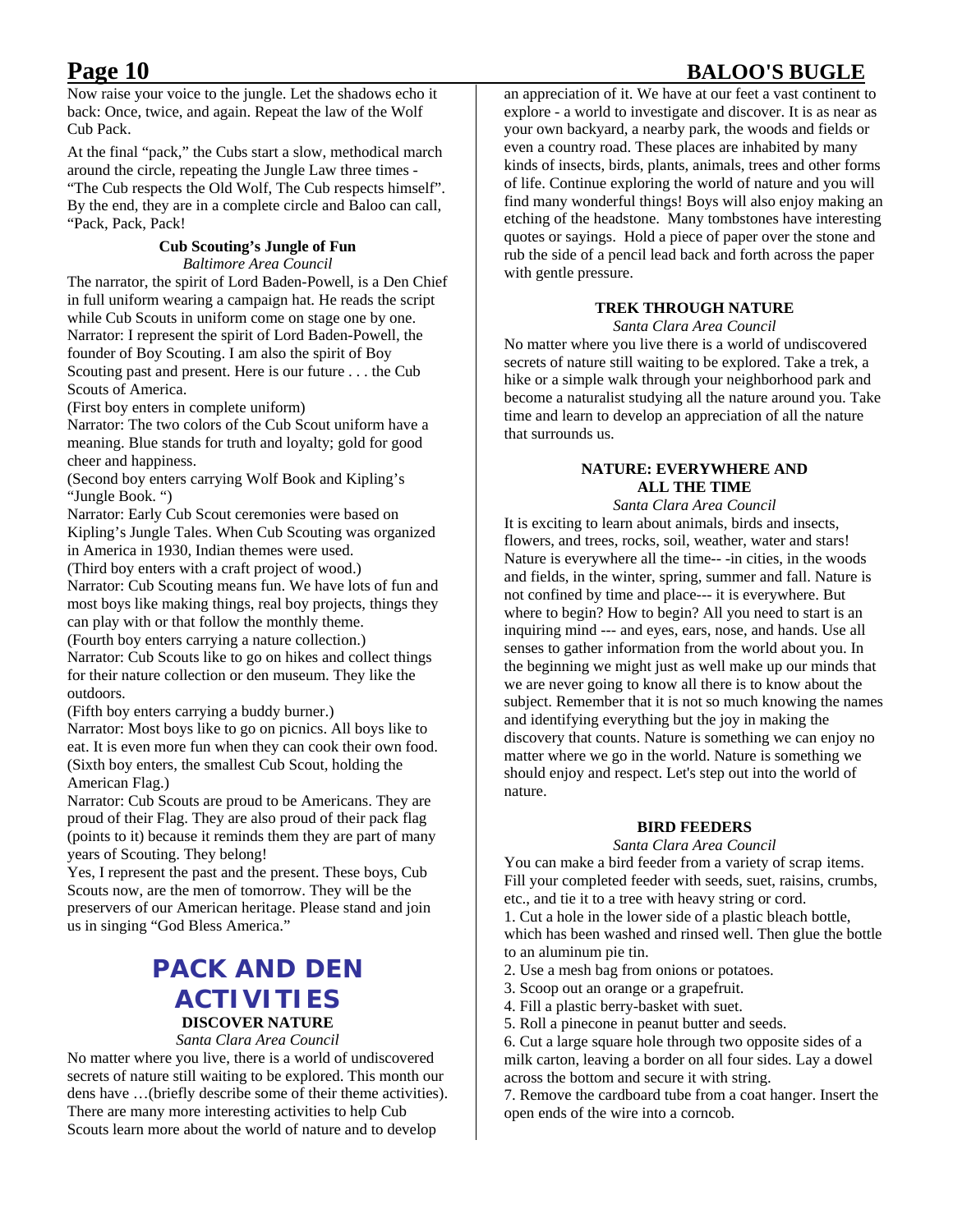Now raise your voice to the jungle. Let the shadows echo it back: Once, twice, and again. Repeat the law of the Wolf Cub Pack.

At the final "pack," the Cubs start a slow, methodical march around the circle, repeating the Jungle Law three times - "The Cub respects the Old Wolf, The Cub respects himself". By the end, they are in a complete circle and Baloo can call, "Pack, Pack, Pack!

### Cub Scouting's Jungle of Fun

*Baltimore Area Council*

The narrator, the spirit of Lord Baden-Powell, is a Den Chief in full uniform wearing a campaign hat. He reads the script while Cub Scouts in uniform come on stage one by one.

Narrator: I represent the spirit of Lord Baden-Powell, the founder of Boy Scouting. I am also the spirit of Boy Scouting past and present. Here is our future . . . the Cub Scouts of America.

(First boy enters in complete uniform)

Narrator: The two colors of the Cub Scout uniform have a meaning. Blue stands for truth and loyalty; gold for good cheer and happiness.

(Second boy enters carrying Wolf Book and Kipling's "Jungle Book. ")

Narrator: Early Cub Scout ceremonies were based on Kipling's Jungle Tales. When Cub Scouting was organized in America in 1930, Indian themes were used.

(Third boy enters with a craft project of wood.)

Narrator: Cub Scouting means fun. We have lots of fun and most boys like making things, real boy projects, things they can play with or that follow the monthly theme.

(Fourth boy enters carrying a nature collection.)

Narrator: Cub Scouts like to go on hikes and collect things for their nature collection or den museum. They like the outdoors.

(Fifth boy enters carrying a buddy burner.)

Narrator: Most boys like to go on picnics. All boys like to eat. It is even more fun when they can cook their own food.

(Sixth boy enters, the smallest Cub Scout, holding the American Flag.)

Narrator: Cub Scouts are proud to be Americans. They are proud of their Flag. They are also proud of their pack flag (points to it) because it reminds them they are part of many years of Scouting. They belong!

Yes, I represent the past and the present. These boys, Cub Scouts now, are the men of tomorrow. They will be the preservers of our American heritage. Please stand and join us in singing "God Bless America."

# PACK AND DEN ACTIVITIES

### DISCOVER NATURE

*Santa Clara Area Council*

No matter where you live, there is a world of undiscovered secrets of nature still waiting to be explored. This month our dens have …(briefly describe some of their theme activities). There are many more interesting activities to help Cub Scouts learn more about the world of nature and to develop an appreciation of it. We have at our feet a vast continent to explore - a world to investigate and discover. It is as near as your own backyard, a nearby park, the woods and fields or even a country road. These places are inhabited by many kinds of insects, birds, plants, animals, trees and other forms of life. Continue exploring the world of nature and you will find many wonderful things! Boys will also enjoy making an etching of the headstone. Many tombstones have interesting quotes or sayings. Hold a piece of paper over the stone and rub the side of a pencil lead back and forth across the paper with gentle pressure.

### TREK THROUGH NATURE

*Santa Clara Area Council*

No matter where you live there is a world of undiscovered secrets of nature still waiting to be explored. Take a trek, a hike or a simple walk through your neighborhood park and become a naturalist studying all the nature around you. Take time and learn to develop an appreciation of all the nature that surrounds us.

### NATURE: EVERYWHERE AND ALL THE TIME

*Santa Clara Area Council*

It is exciting to learn about animals, birds and insects, flowers, and trees, rocks, soil, weather, water and stars! Nature is everywhere all the time-- -in cities, in the woods and fields, in the winter, spring, summer and fall. Nature is not confined by time and place--- it is everywhere. But where to begin? How to begin? All you need to start is an inquiring mind --- and eyes, ears, nose, and hands. Use all senses to gather information from the world about you. In the beginning we might just as well make up our minds that we are never going to know all there is to know about the subject. Remember that it is not so much knowing the names and identifying everything but the joy in making the discovery that counts. Nature is something we can enjoy no matter where we go in the world. Nature is something we should enjoy and respect. Let's step out into the world of nature.

### BIRD FEEDERS

*Santa Clara Area Council*

You can make a bird feeder from a variety of scrap items. Fill your completed feeder with seeds, suet, raisins, crumbs, etc., and tie it to a tree with heavy string or cord.

1. Cut a hole in the lower side of a plastic bleach bottle, which has been washed and rinsed well. Then glue the bottle to an aluminum pie tin.
2. Use a mesh bag from onions or potatoes.
3. Scoop out an orange or a grapefruit.
4. Fill a plastic berry-basket with suet.
5. Roll a pinecone in peanut butter and seeds.
6. Cut a large square hole through two opposite sides of a milk carton, leaving a border on all four sides. Lay a dowel across the bottom and secure it with string.
7. Remove the cardboard tube from a coat hanger. Insert the open ends of the wire into a corncob.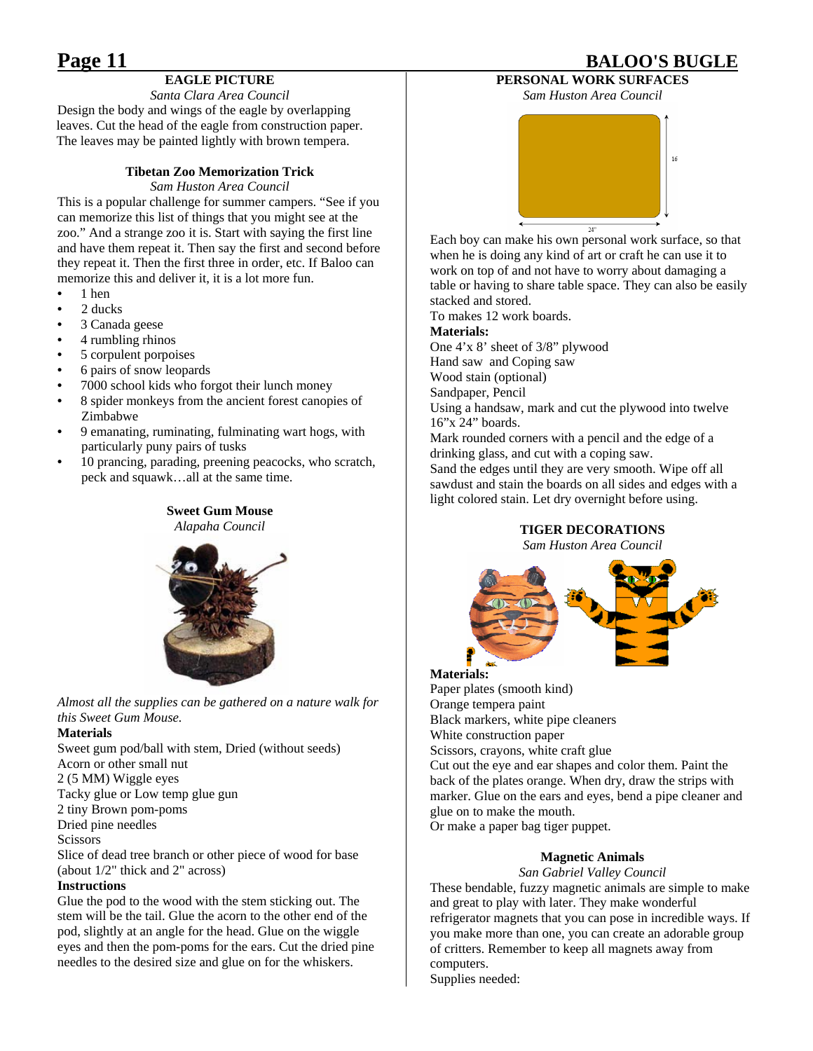### EAGLE PICTURE

*Santa Clara Area Council*

Design the body and wings of the eagle by overlapping leaves. Cut the head of the eagle from construction paper. The leaves may be painted lightly with brown tempera.

### Tibetan Zoo Memorization Trick

*Sam Huston Area Council*

This is a popular challenge for summer campers. "See if you can memorize this list of things that you might see at the zoo." And a strange zoo it is. Start with saying the first line and have them repeat it. Then say the first and second before they repeat it. Then the first three in order, etc. If Baloo can memorize this and deliver it, it is a lot more fun.

- 1 hen
- 2 ducks
- 3 Canada geese
- 4 rumbling rhinos
- 5 corpulent porpoises
- 6 pairs of snow leopards
- 7000 school kids who forgot their lunch money
- 8 spider monkeys from the ancient forest canopies of Zimbabwe
- 9 emanating, ruminating, fulminating wart hogs, with particularly puny pairs of tusks
- 10 prancing, parading, preening peacocks, who scratch, peck and squawk…all at the same time.

### Sweet Gum Mouse

*Alapaha Council*

*Almost all the supplies can be gathered on a nature walk for this Sweet Gum Mouse.*

**Materials**

Sweet gum pod/ball with stem, Dried (without seeds)
Acorn or other small nut
2 (5 MM) Wiggle eyes
Tacky glue or Low temp glue gun
2 tiny Brown pom-poms
Dried pine needles
Scissors
Slice of dead tree branch or other piece of wood for base (about 1/2" thick and 2" across)

**Instructions**

Glue the pod to the wood with the stem sticking out. The stem will be the tail. Glue the acorn to the other end of the pod, slightly at an angle for the head. Glue on the wiggle eyes and then the pom-poms for the ears. Cut the dried pine needles to the desired size and glue on for the whiskers.

### PERSONAL WORK SURFACES

*Sam Huston Area Council*

16

24"

Each boy can make his own personal work surface, so that when he is doing any kind of art or craft he can use it to work on top of and not have to worry about damaging a table or having to share table space. They can also be easily stacked and stored.

To makes 12 work boards.

**Materials:**

One 4'x 8' sheet of 3/8" plywood
Hand saw and Coping saw
Wood stain (optional)
Sandpaper, Pencil

Using a handsaw, mark and cut the plywood into twelve 16"x 24" boards.

Mark rounded corners with a pencil and the edge of a drinking glass, and cut with a coping saw.

Sand the edges until they are very smooth. Wipe off all sawdust and stain the boards on all sides and edges with a light colored stain. Let dry overnight before using.

### TIGER DECORATIONS

*Sam Huston Area Council*

**Materials:**

Paper plates (smooth kind)
Orange tempera paint
Black markers, white pipe cleaners
White construction paper
Scissors, crayons, white craft glue

Cut out the eye and ear shapes and color them. Paint the back of the plates orange. When dry, draw the strips with marker. Glue on the ears and eyes, bend a pipe cleaner and glue on to make the mouth.

Or make a paper bag tiger puppet.

### Magnetic Animals

*San Gabriel Valley Council*

These bendable, fuzzy magnetic animals are simple to make and great to play with later. They make wonderful refrigerator magnets that you can pose in incredible ways. If you make more than one, you can create an adorable group of critters. Remember to keep all magnets away from computers.

Supplies needed: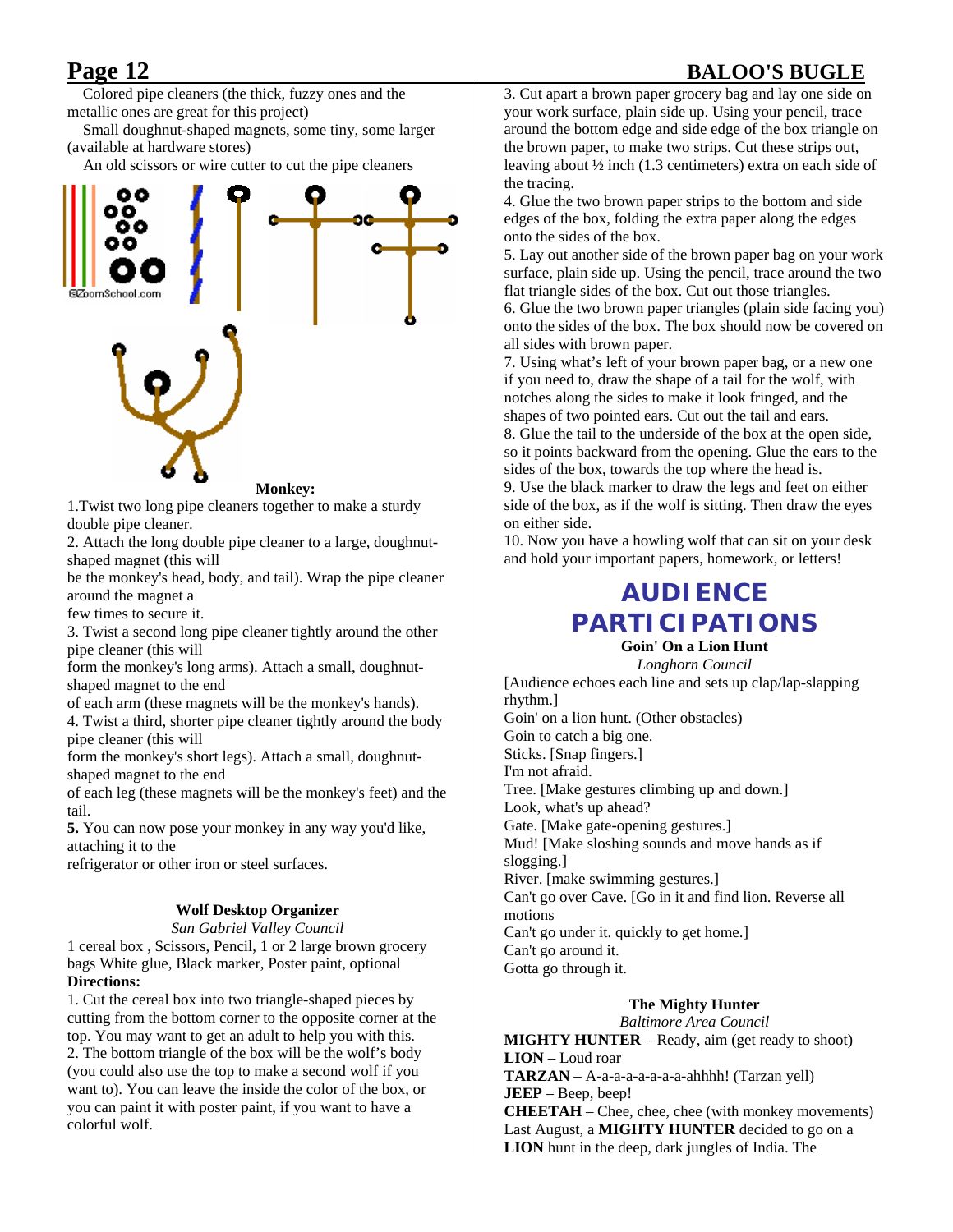Colored pipe cleaners (the thick, fuzzy ones and the metallic ones are great for this project)

Small doughnut-shaped magnets, some tiny, some larger (available at hardware stores)

An old scissors or wire cutter to cut the pipe cleaners

**Monkey:**

1.Twist two long pipe cleaners together to make a sturdy double pipe cleaner.

2. Attach the long double pipe cleaner to a large, doughnut-shaped magnet (this will be the monkey's head, body, and tail). Wrap the pipe cleaner around the magnet a few times to secure it.

3. Twist a second long pipe cleaner tightly around the other pipe cleaner (this will form the monkey's long arms). Attach a small, doughnut-shaped magnet to the end of each arm (these magnets will be the monkey's hands).

4. Twist a third, shorter pipe cleaner tightly around the body pipe cleaner (this will form the monkey's short legs). Attach a small, doughnut-shaped magnet to the end of each leg (these magnets will be the monkey's feet) and the tail.

**5.** You can now pose your monkey in any way you'd like, attaching it to the refrigerator or other iron or steel surfaces.

### Wolf Desktop Organizer

*San Gabriel Valley Council*

1 cereal box , Scissors, Pencil, 1 or 2 large brown grocery bags White glue, Black marker, Poster paint, optional

**Directions:**

1. Cut the cereal box into two triangle-shaped pieces by cutting from the bottom corner to the opposite corner at the top. You may want to get an adult to help you with this.
2. The bottom triangle of the box will be the wolf's body (you could also use the top to make a second wolf if you want to). You can leave the inside the color of the box, or you can paint it with poster paint, if you want to have a colorful wolf.
3. Cut apart a brown paper grocery bag and lay one side on your work surface, plain side up. Using your pencil, trace around the bottom edge and side edge of the box triangle on the brown paper, to make two strips. Cut these strips out, leaving about ½ inch (1.3 centimeters) extra on each side of the tracing.
4. Glue the two brown paper strips to the bottom and side edges of the box, folding the extra paper along the edges onto the sides of the box.
5. Lay out another side of the brown paper bag on your work surface, plain side up. Using the pencil, trace around the two flat triangle sides of the box. Cut out those triangles.
6. Glue the two brown paper triangles (plain side facing you) onto the sides of the box. The box should now be covered on all sides with brown paper.
7. Using what's left of your brown paper bag, or a new one if you need to, draw the shape of a tail for the wolf, with notches along the sides to make it look fringed, and the shapes of two pointed ears. Cut out the tail and ears.
8. Glue the tail to the underside of the box at the open side, so it points backward from the opening. Glue the ears to the sides of the box, towards the top where the head is.
9. Use the black marker to draw the legs and feet on either side of the box, as if the wolf is sitting. Then draw the eyes on either side.
10. Now you have a howling wolf that can sit on your desk and hold your important papers, homework, or letters!

## AUDIENCE PARTICIPATIONS

### Goin' On a Lion Hunt

*Longhorn Council*

[Audience echoes each line and sets up clap/lap-slapping rhythm.]

Goin' on a lion hunt. (Other obstacles)
Goin to catch a big one.
Sticks. [Snap fingers.]
I'm not afraid.
Tree. [Make gestures climbing up and down.]
Look, what's up ahead?
Gate. [Make gate-opening gestures.]
Mud! [Make sloshing sounds and move hands as if slogging.]
River. [make swimming gestures.]
Can't go over Cave. [Go in it and find lion. Reverse all motions
Can't go under it. quickly to get home.]
Can't go around it.
Gotta go through it.

### The Mighty Hunter

*Baltimore Area Council*

**MIGHTY HUNTER** – Ready, aim (get ready to shoot)
**LION** – Loud roar
**TARZAN** – A-a-a-a-a-a-a-a-ahhhh! (Tarzan yell)
**JEEP** – Beep, beep!
**CHEETAH** – Chee, chee, chee (with monkey movements)

Last August, a **MIGHTY HUNTER** decided to go on a **LION** hunt in the deep, dark jungles of India. The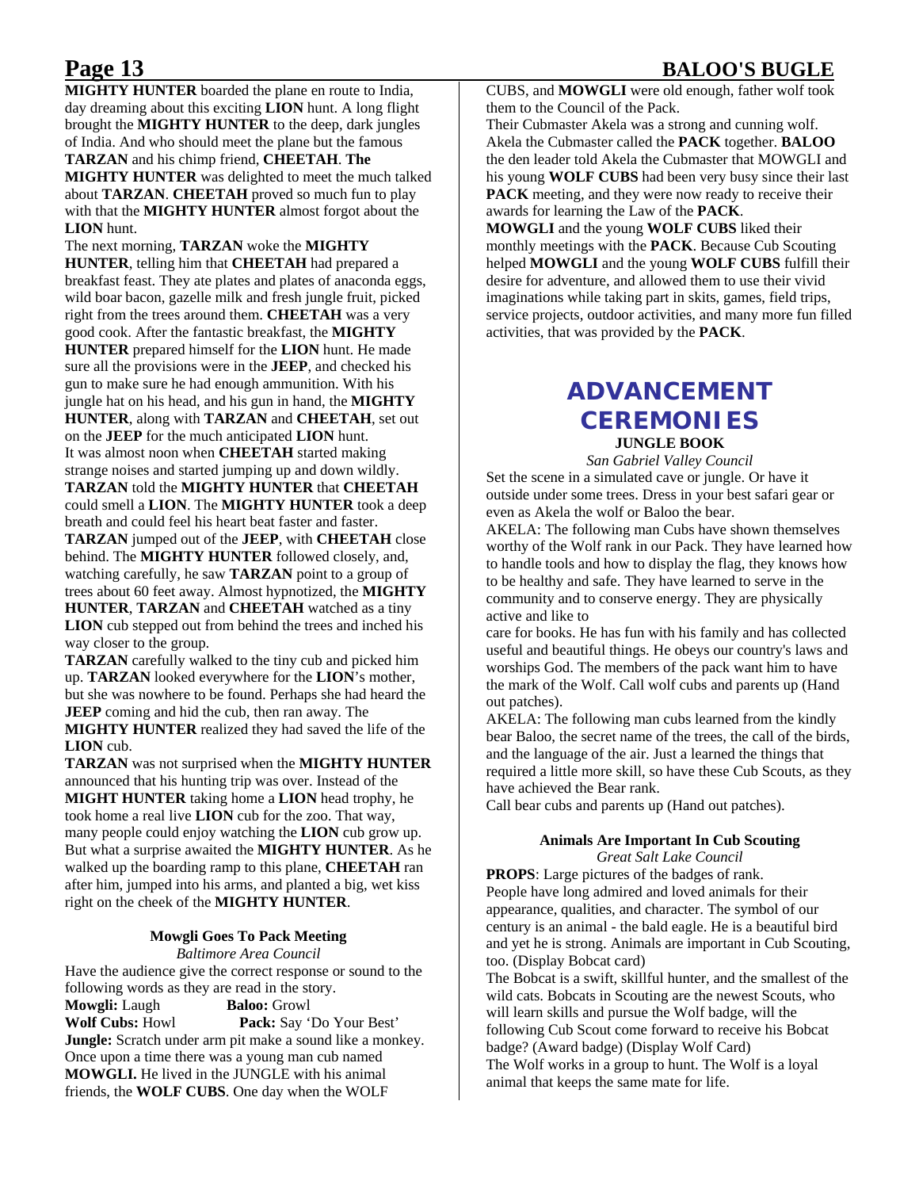**MIGHTY HUNTER** boarded the plane en route to India, day dreaming about this exciting **LION** hunt. A long flight brought the **MIGHTY HUNTER** to the deep, dark jungles of India. And who should meet the plane but the famous **TARZAN** and his chimp friend, **CHEETAH**. **The MIGHTY HUNTER** was delighted to meet the much talked about **TARZAN**. **CHEETAH** proved so much fun to play with that the **MIGHTY HUNTER** almost forgot about the **LION** hunt.

The next morning, **TARZAN** woke the **MIGHTY HUNTER**, telling him that **CHEETAH** had prepared a breakfast feast. They ate plates and plates of anaconda eggs, wild boar bacon, gazelle milk and fresh jungle fruit, picked right from the trees around them. **CHEETAH** was a very good cook. After the fantastic breakfast, the **MIGHTY HUNTER** prepared himself for the **LION** hunt. He made sure all the provisions were in the **JEEP**, and checked his gun to make sure he had enough ammunition. With his jungle hat on his head, and his gun in hand, the **MIGHTY HUNTER**, along with **TARZAN** and **CHEETAH**, set out on the **JEEP** for the much anticipated **LION** hunt.

It was almost noon when **CHEETAH** started making strange noises and started jumping up and down wildly. **TARZAN** told the **MIGHTY HUNTER** that **CHEETAH** could smell a **LION**. The **MIGHTY HUNTER** took a deep breath and could feel his heart beat faster and faster. **TARZAN** jumped out of the **JEEP**, with **CHEETAH** close behind. The **MIGHTY HUNTER** followed closely, and, watching carefully, he saw **TARZAN** point to a group of trees about 60 feet away. Almost hypnotized, the **MIGHTY HUNTER**, **TARZAN** and **CHEETAH** watched as a tiny **LION** cub stepped out from behind the trees and inched his way closer to the group.

**TARZAN** carefully walked to the tiny cub and picked him up. **TARZAN** looked everywhere for the **LION**'s mother, but she was nowhere to be found. Perhaps she had heard the **JEEP** coming and hid the cub, then ran away. The **MIGHTY HUNTER** realized they had saved the life of the **LION** cub.

**TARZAN** was not surprised when the **MIGHTY HUNTER** announced that his hunting trip was over. Instead of the **MIGHT HUNTER** taking home a **LION** head trophy, he took home a real live **LION** cub for the zoo. That way, many people could enjoy watching the **LION** cub grow up. But what a surprise awaited the **MIGHTY HUNTER**. As he walked up the boarding ramp to this plane, **CHEETAH** ran after him, jumped into his arms, and planted a big, wet kiss right on the cheek of the **MIGHTY HUNTER**.

### Mowgli Goes To Pack Meeting

*Baltimore Area Council*

Have the audience give the correct response or sound to the following words as they are read in the story.

**Mowgli:** Laugh
**Baloo:** Growl
**Wolf Cubs:** Howl
**Pack:** Say 'Do Your Best'
**Jungle:** Scratch under arm pit make a sound like a monkey.

Once upon a time there was a young man cub named **MOWGLI.** He lived in the JUNGLE with his animal friends, the **WOLF CUBS**. One day when the WOLF CUBS, and **MOWGLI** were old enough, father wolf took them to the Council of the Pack.

Their Cubmaster Akela was a strong and cunning wolf. Akela the Cubmaster called the **PACK** together. **BALOO** the den leader told Akela the Cubmaster that MOWGLI and his young **WOLF CUBS** had been very busy since their last **PACK** meeting, and they were now ready to receive their awards for learning the Law of the **PACK**.

**MOWGLI** and the young **WOLF CUBS** liked their monthly meetings with the **PACK**. Because Cub Scouting helped **MOWGLI** and the young **WOLF CUBS** fulfill their desire for adventure, and allowed them to use their vivid imaginations while taking part in skits, games, field trips, service projects, outdoor activities, and many more fun filled activities, that was provided by the **PACK**.

# ADVANCEMENT CEREMONIES

### JUNGLE BOOK

*San Gabriel Valley Council*

Set the scene in a simulated cave or jungle. Or have it outside under some trees. Dress in your best safari gear or even as Akela the wolf or Baloo the bear.

AKELA: The following man Cubs have shown themselves worthy of the Wolf rank in our Pack. They have learned how to handle tools and how to display the flag, they knows how to be healthy and safe. They have learned to serve in the community and to conserve energy. They are physically active and like to care for books. He has fun with his family and has collected useful and beautiful things. He obeys our country's laws and worships God. The members of the pack want him to have the mark of the Wolf. Call wolf cubs and parents up (Hand out patches).

AKELA: The following man cubs learned from the kindly bear Baloo, the secret name of the trees, the call of the birds, and the language of the air. Just a learned the things that required a little more skill, so have these Cub Scouts, as they have achieved the Bear rank.

Call bear cubs and parents up (Hand out patches).

### Animals Are Important In Cub Scouting

*Great Salt Lake Council*

**PROPS**: Large pictures of the badges of rank.

People have long admired and loved animals for their appearance, qualities, and character. The symbol of our century is an animal - the bald eagle. He is a beautiful bird and yet he is strong. Animals are important in Cub Scouting, too. (Display Bobcat card)

The Bobcat is a swift, skillful hunter, and the smallest of the wild cats. Bobcats in Scouting are the newest Scouts, who will learn skills and pursue the Wolf badge, will the following Cub Scout come forward to receive his Bobcat badge? (Award badge) (Display Wolf Card)

The Wolf works in a group to hunt. The Wolf is a loyal animal that keeps the same mate for life.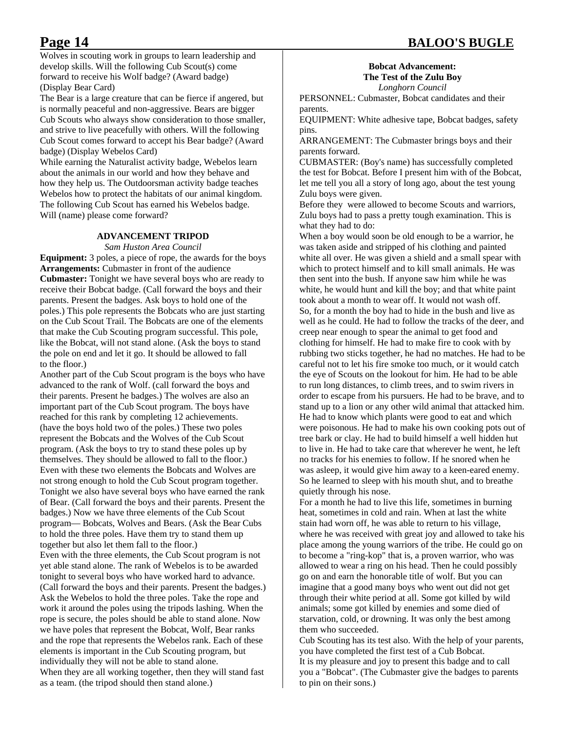Wolves in scouting work in groups to learn leadership and develop skills. Will the following Cub Scout(s) come forward to receive his Wolf badge? (Award badge) (Display Bear Card)

The Bear is a large creature that can be fierce if angered, but is normally peaceful and non-aggressive. Bears are bigger Cub Scouts who always show consideration to those smaller, and strive to live peacefully with others. Will the following Cub Scout comes forward to accept his Bear badge? (Award badge) (Display Webelos Card)

While earning the Naturalist activity badge, Webelos learn about the animals in our world and how they behave and how they help us. The Outdoorsman activity badge teaches Webelos how to protect the habitats of our animal kingdom. The following Cub Scout has earned his Webelos badge. Will (name) please come forward?

### ADVANCEMENT TRIPOD

*Sam Huston Area Council*

**Equipment:** 3 poles, a piece of rope, the awards for the boys

**Arrangements:** Cubmaster in front of the audience

**Cubmaster:** Tonight we have several boys who are ready to receive their Bobcat badge. (Call forward the boys and their parents. Present the badges. Ask boys to hold one of the poles.) This pole represents the Bobcats who are just starting on the Cub Scout Trail. The Bobcats are one of the elements that make the Cub Scouting program successful. This pole, like the Bobcat, will not stand alone. (Ask the boys to stand the pole on end and let it go. It should be allowed to fall to the floor.)

Another part of the Cub Scout program is the boys who have advanced to the rank of Wolf. (call forward the boys and their parents. Present he badges.) The wolves are also an important part of the Cub Scout program. The boys have reached for this rank by completing 12 achievements. (have the boys hold two of the poles.) These two poles represent the Bobcats and the Wolves of the Cub Scout program. (Ask the boys to try to stand these poles up by themselves. They should be allowed to fall to the floor.) Even with these two elements the Bobcats and Wolves are not strong enough to hold the Cub Scout program together. Tonight we also have several boys who have earned the rank of Bear. (Call forward the boys and their parents. Present the badges.) Now we have three elements of the Cub Scout program— Bobcats, Wolves and Bears. (Ask the Bear Cubs to hold the three poles. Have them try to stand them up together but also let them fall to the floor.)

Even with the three elements, the Cub Scout program is not yet able stand alone. The rank of Webelos is to be awarded tonight to several boys who have worked hard to advance. (Call forward the boys and their parents. Present the badges.) Ask the Webelos to hold the three poles. Take the rope and work it around the poles using the tripods lashing. When the rope is secure, the poles should be able to stand alone. Now we have poles that represent the Bobcat, Wolf, Bear ranks and the rope that represents the Webelos rank. Each of these elements is important in the Cub Scouting program, but individually they will not be able to stand alone.

When they are all working together, then they will stand fast as a team. (the tripod should then stand alone.)

### Bobcat Advancement: The Test of the Zulu Boy

*Longhorn Council*

PERSONNEL: Cubmaster, Bobcat candidates and their parents.

EQUIPMENT: White adhesive tape, Bobcat badges, safety pins.

ARRANGEMENT: The Cubmaster brings boys and their parents forward.

CUBMASTER: (Boy's name) has successfully completed the test for Bobcat. Before I present him with of the Bobcat, let me tell you all a story of long ago, about the test young Zulu boys were given.

Before they were allowed to become Scouts and warriors, Zulu boys had to pass a pretty tough examination. This is what they had to do:

When a boy would soon be old enough to be a warrior, he was taken aside and stripped of his clothing and painted white all over. He was given a shield and a small spear with which to protect himself and to kill small animals. He was then sent into the bush. If anyone saw him while he was white, he would hunt and kill the boy; and that white paint took about a month to wear off. It would not wash off.

So, for a month the boy had to hide in the bush and live as well as he could. He had to follow the tracks of the deer, and creep near enough to spear the animal to get food and clothing for himself. He had to make fire to cook with by rubbing two sticks together, he had no matches. He had to be careful not to let his fire smoke too much, or it would catch the eye of Scouts on the lookout for him. He had to be able to run long distances, to climb trees, and to swim rivers in order to escape from his pursuers. He had to be brave, and to stand up to a lion or any other wild animal that attacked him. He had to know which plants were good to eat and which were poisonous. He had to make his own cooking pots out of tree bark or clay. He had to build himself a well hidden hut to live in. He had to take care that wherever he went, he left no tracks for his enemies to follow. If he snored when he was asleep, it would give him away to a keen-eared enemy. So he learned to sleep with his mouth shut, and to breathe quietly through his nose.

For a month he had to live this life, sometimes in burning heat, sometimes in cold and rain. When at last the white stain had worn off, he was able to return to his village, where he was received with great joy and allowed to take his place among the young warriors of the tribe. He could go on to become a "ring-kop" that is, a proven warrior, who was allowed to wear a ring on his head. Then he could possibly go on and earn the honorable title of wolf. But you can imagine that a good many boys who went out did not get through their white period at all. Some got killed by wild animals; some got killed by enemies and some died of starvation, cold, or drowning. It was only the best among them who succeeded.

Cub Scouting has its test also. With the help of your parents, you have completed the first test of a Cub Bobcat.

It is my pleasure and joy to present this badge and to call you a "Bobcat". (The Cubmaster give the badges to parents to pin on their sons.)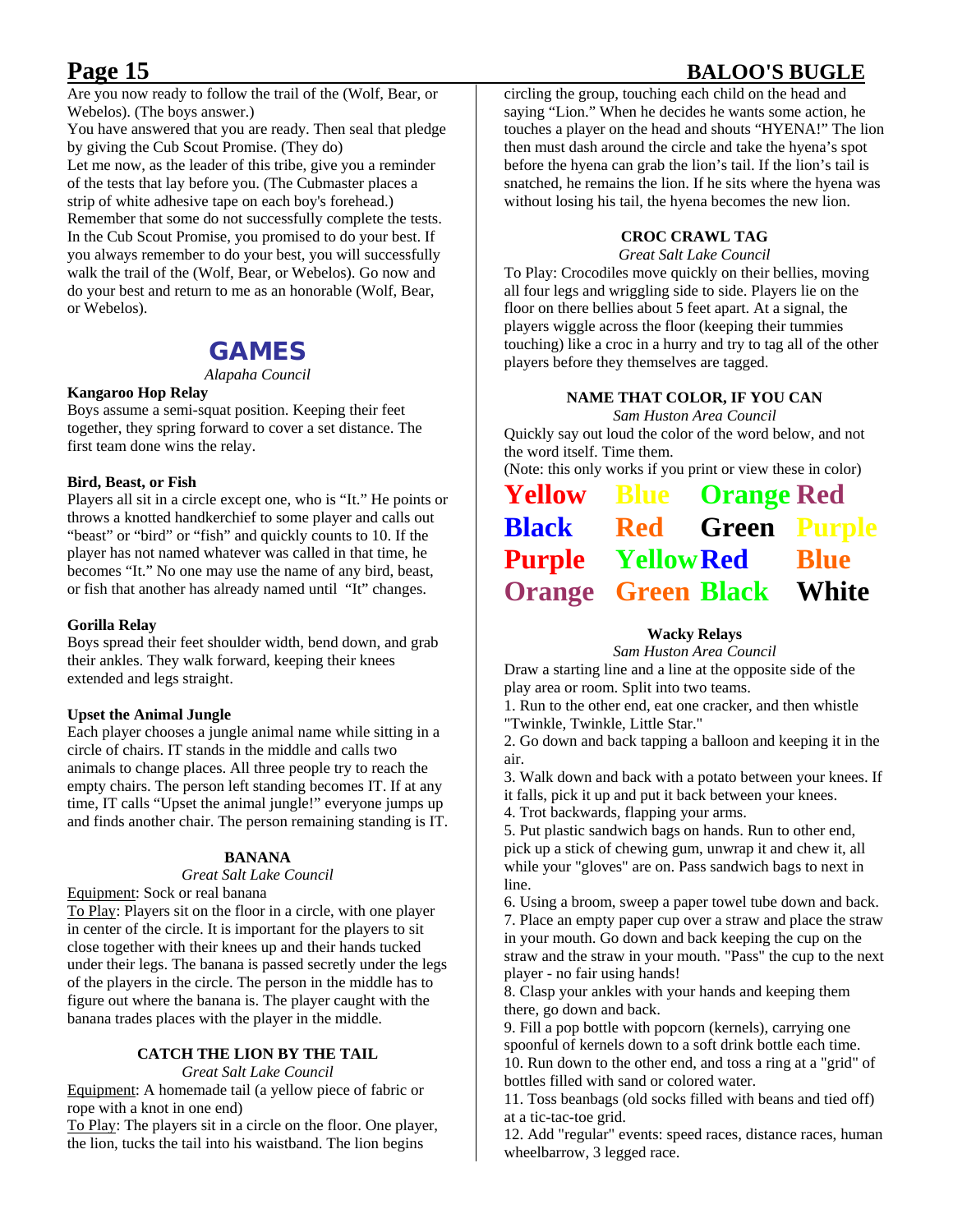Are you now ready to follow the trail of the (Wolf, Bear, or Webelos). (The boys answer.)

You have answered that you are ready. Then seal that pledge by giving the Cub Scout Promise. (They do)

Let me now, as the leader of this tribe, give you a reminder of the tests that lay before you. (The Cubmaster places a strip of white adhesive tape on each boy's forehead.) Remember that some do not successfully complete the tests. In the Cub Scout Promise, you promised to do your best. If you always remember to do your best, you will successfully walk the trail of the (Wolf, Bear, or Webelos). Go now and do your best and return to me as an honorable (Wolf, Bear, or Webelos).

# GAMES

*Alapaha Council*

**Kangaroo Hop Relay**

Boys assume a semi-squat position. Keeping their feet together, they spring forward to cover a set distance. The first team done wins the relay.

**Bird, Beast, or Fish**

Players all sit in a circle except one, who is "It." He points or throws a knotted handkerchief to some player and calls out "beast" or "bird" or "fish" and quickly counts to 10. If the player has not named whatever was called in that time, he becomes "It." No one may use the name of any bird, beast, or fish that another has already named until "It" changes.

**Gorilla Relay**

Boys spread their feet shoulder width, bend down, and grab their ankles. They walk forward, keeping their knees extended and legs straight.

**Upset the Animal Jungle**

Each player chooses a jungle animal name while sitting in a circle of chairs. IT stands in the middle and calls two animals to change places. All three people try to reach the empty chairs. The person left standing becomes IT. If at any time, IT calls "Upset the animal jungle!" everyone jumps up and finds another chair. The person remaining standing is IT.

## BANANA

*Great Salt Lake Council*

Equipment: Sock or real banana

To Play: Players sit on the floor in a circle, with one player in center of the circle. It is important for the players to sit close together with their knees up and their hands tucked under their legs. The banana is passed secretly under the legs of the players in the circle. The person in the middle has to figure out where the banana is. The player caught with the banana trades places with the player in the middle.

## CATCH THE LION BY THE TAIL

*Great Salt Lake Council*

Equipment: A homemade tail (a yellow piece of fabric or rope with a knot in one end)

To Play: The players sit in a circle on the floor. One player, the lion, tucks the tail into his waistband. The lion begins circling the group, touching each child on the head and saying "Lion." When he decides he wants some action, he touches a player on the head and shouts "HYENA!" The lion then must dash around the circle and take the hyena's spot before the hyena can grab the lion's tail. If the lion's tail is snatched, he remains the lion. If he sits where the hyena was without losing his tail, the hyena becomes the new lion.

## CROC CRAWL TAG

*Great Salt Lake Council*

To Play: Crocodiles move quickly on their bellies, moving all four legs and wriggling side to side. Players lie on the floor on there bellies about 5 feet apart. At a signal, the players wiggle across the floor (keeping their tummies touching) like a croc in a hurry and try to tag all of the other players before they themselves are tagged.

## NAME THAT COLOR, IF YOU CAN

*Sam Huston Area Council*

Quickly say out loud the color of the word below, and not the word itself. Time them.

(Note: this only works if you print or view these in color)

| | | | |
|---|---|---|---|
| **Yellow** | **Blue** | **Orange** | **Red** |
| **Black** | **Red** | **Green** | **Purple** |
| **Purple** | **Yellow** | **Red** | **Blue** |
| **Orange** | **Green** | **Black** | **White** |

## Wacky Relays

*Sam Huston Area Council*

Draw a starting line and a line at the opposite side of the play area or room. Split into two teams.

1. Run to the other end, eat one cracker, and then whistle "Twinkle, Twinkle, Little Star."
2. Go down and back tapping a balloon and keeping it in the air.
3. Walk down and back with a potato between your knees. If it falls, pick it up and put it back between your knees.
4. Trot backwards, flapping your arms.
5. Put plastic sandwich bags on hands. Run to other end, pick up a stick of chewing gum, unwrap it and chew it, all while your "gloves" are on. Pass sandwich bags to next in line.
6. Using a broom, sweep a paper towel tube down and back.
7. Place an empty paper cup over a straw and place the straw in your mouth. Go down and back keeping the cup on the straw and the straw in your mouth. "Pass" the cup to the next player - no fair using hands!
8. Clasp your ankles with your hands and keeping them there, go down and back.
9. Fill a pop bottle with popcorn (kernels), carrying one spoonful of kernels down to a soft drink bottle each time.
10. Run down to the other end, and toss a ring at a "grid" of bottles filled with sand or colored water.
11. Toss beanbags (old socks filled with beans and tied off) at a tic-tac-toe grid.
12. Add "regular" events: speed races, distance races, human wheelbarrow, 3 legged race.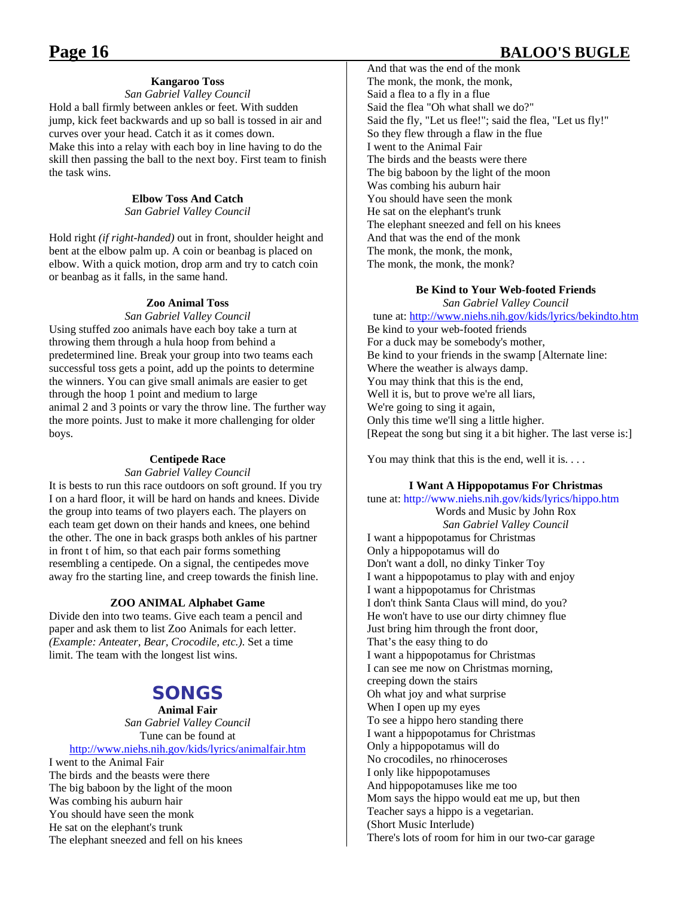### Kangaroo Toss

*San Gabriel Valley Council*

Hold a ball firmly between ankles or feet. With sudden jump, kick feet backwards and up so ball is tossed in air and curves over your head. Catch it as it comes down.
Make this into a relay with each boy in line having to do the skill then passing the ball to the next boy. First team to finish the task wins.

### Elbow Toss And Catch

*San Gabriel Valley Council*

Hold right *(if right-handed)* out in front, shoulder height and bent at the elbow palm up. A coin or beanbag is placed on elbow. With a quick motion, drop arm and try to catch coin or beanbag as it falls, in the same hand.

### Zoo Animal Toss

*San Gabriel Valley Council*

Using stuffed zoo animals have each boy take a turn at throwing them through a hula hoop from behind a predetermined line. Break your group into two teams each successful toss gets a point, add up the points to determine the winners. You can give small animals are easier to get through the hoop 1 point and medium to large animal 2 and 3 points or vary the throw line. The further way the more points. Just to make it more challenging for older boys.

### Centipede Race

*San Gabriel Valley Council*

It is bests to run this race outdoors on soft ground. If you try I on a hard floor, it will be hard on hands and knees. Divide the group into teams of two players each. The players on each team get down on their hands and knees, one behind the other. The one in back grasps both ankles of his partner in front t of him, so that each pair forms something resembling a centipede. On a signal, the centipedes move away fro the starting line, and creep towards the finish line.

### ZOO ANIMAL Alphabet Game

Divide den into two teams. Give each team a pencil and paper and ask them to list Zoo Animals for each letter. *(Example: Anteater, Bear, Crocodile, etc.).* Set a time limit. The team with the longest list wins.

## SONGS

### Animal Fair

*San Gabriel Valley Council*

Tune can be found at
http://www.niehs.nih.gov/kids/lyrics/animalfair.htm

I went to the Animal Fair
The birds and the beasts were there
The big baboon by the light of the moon
Was combing his auburn hair
You should have seen the monk
He sat on the elephant's trunk
The elephant sneezed and fell on his knees
And that was the end of the monk
The monk, the monk, the monk,
Said a flea to a fly in a flue
Said the flea "Oh what shall we do?"
Said the fly, "Let us flee!"; said the flea, "Let us fly!"
So they flew through a flaw in the flue
I went to the Animal Fair
The birds and the beasts were there
The big baboon by the light of the moon
Was combing his auburn hair
You should have seen the monk
He sat on the elephant's trunk
The elephant sneezed and fell on his knees
And that was the end of the monk
The monk, the monk, the monk,
The monk, the monk, the monk?

### Be Kind to Your Web-footed Friends

*San Gabriel Valley Council*

tune at: http://www.niehs.nih.gov/kids/lyrics/bekindto.htm

Be kind to your web-footed friends
For a duck may be somebody's mother,
Be kind to your friends in the swamp [Alternate line:
Where the weather is always damp.
You may think that this is the end,
Well it is, but to prove we're all liars,
We're going to sing it again,
Only this time we'll sing a little higher.
[Repeat the song but sing it a bit higher. The last verse is:]

You may think that this is the end, well it is. . . .

### I Want A Hippopotamus For Christmas

tune at: http://www.niehs.nih.gov/kids/lyrics/hippo.htm

Words and Music by John Rox

*San Gabriel Valley Council*

I want a hippopotamus for Christmas
Only a hippopotamus will do
Don't want a doll, no dinky Tinker Toy
I want a hippopotamus to play with and enjoy
I want a hippopotamus for Christmas
I don't think Santa Claus will mind, do you?
He won't have to use our dirty chimney flue
Just bring him through the front door,
That's the easy thing to do
I want a hippopotamus for Christmas
I can see me now on Christmas morning,
creeping down the stairs
Oh what joy and what surprise
When I open up my eyes
To see a hippo hero standing there
I want a hippopotamus for Christmas
Only a hippopotamus will do
No crocodiles, no rhinoceroses
I only like hippopotamuses
And hippopotamuses like me too
Mom says the hippo would eat me up, but then
Teacher says a hippo is a vegetarian.
(Short Music Interlude)
There's lots of room for him in our two-car garage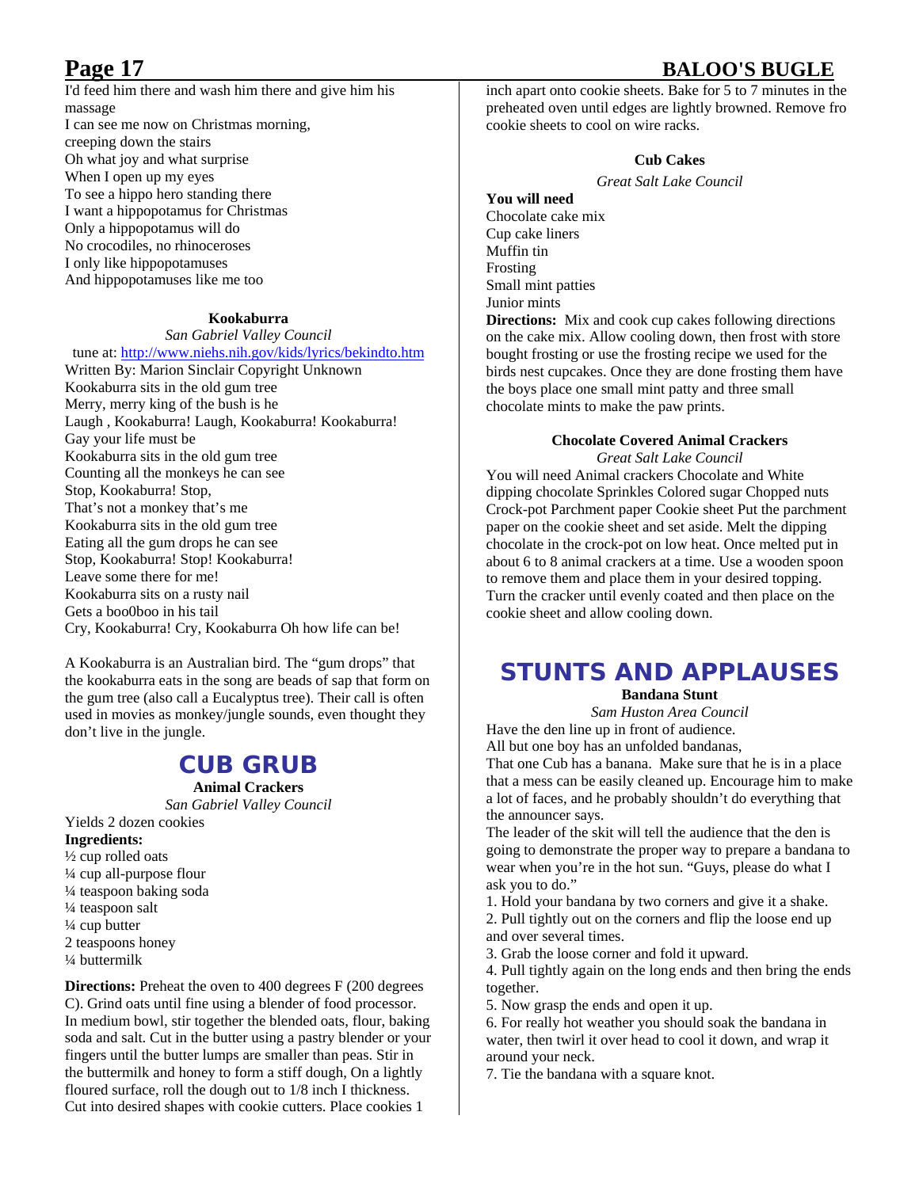I'd feed him there and wash him there and give him his massage
I can see me now on Christmas morning,
creeping down the stairs
Oh what joy and what surprise
When I open up my eyes
To see a hippo hero standing there
I want a hippopotamus for Christmas
Only a hippopotamus will do
No crocodiles, no rhinoceroses
I only like hippopotamuses
And hippopotamuses like me too

### Kookaburra

*San Gabriel Valley Council*

tune at: http://www.niehs.nih.gov/kids/lyrics/bekindto.htm
Written By: Marion Sinclair Copyright Unknown
Kookaburra sits in the old gum tree
Merry, merry king of the bush is he
Laugh , Kookaburra! Laugh, Kookaburra! Kookaburra!
Gay your life must be
Kookaburra sits in the old gum tree
Counting all the monkeys he can see
Stop, Kookaburra! Stop,
That's not a monkey that's me
Kookaburra sits in the old gum tree
Eating all the gum drops he can see
Stop, Kookaburra! Stop! Kookaburra!
Leave some there for me!
Kookaburra sits on a rusty nail
Gets a boo0boo in his tail
Cry, Kookaburra! Cry, Kookaburra Oh how life can be!

A Kookaburra is an Australian bird. The "gum drops" that the kookaburra eats in the song are beads of sap that form on the gum tree (also call a Eucalyptus tree). Their call is often used in movies as monkey/jungle sounds, even thought they don't live in the jungle.

## CUB GRUB

### Animal Crackers

*San Gabriel Valley Council*

Yields 2 dozen cookies

**Ingredients:**

½ cup rolled oats
¼ cup all-purpose flour
¼ teaspoon baking soda
¼ teaspoon salt
¼ cup butter
2 teaspoons honey
¼ buttermilk

**Directions:** Preheat the oven to 400 degrees F (200 degrees C). Grind oats until fine using a blender of food processor. In medium bowl, stir together the blended oats, flour, baking soda and salt. Cut in the butter using a pastry blender or your fingers until the butter lumps are smaller than peas. Stir in the buttermilk and honey to form a stiff dough, On a lightly floured surface, roll the dough out to 1/8 inch I thickness. Cut into desired shapes with cookie cutters. Place cookies 1 inch apart onto cookie sheets. Bake for 5 to 7 minutes in the preheated oven until edges are lightly browned. Remove fro cookie sheets to cool on wire racks.

### Cub Cakes

*Great Salt Lake Council*

**You will need**

Chocolate cake mix
Cup cake liners
Muffin tin
Frosting
Small mint patties
Junior mints

**Directions:** Mix and cook cup cakes following directions on the cake mix. Allow cooling down, then frost with store bought frosting or use the frosting recipe we used for the birds nest cupcakes. Once they are done frosting them have the boys place one small mint patty and three small chocolate mints to make the paw prints.

### Chocolate Covered Animal Crackers

*Great Salt Lake Council*

You will need Animal crackers Chocolate and White dipping chocolate Sprinkles Colored sugar Chopped nuts Crock-pot Parchment paper Cookie sheet Put the parchment paper on the cookie sheet and set aside. Melt the dipping chocolate in the crock-pot on low heat. Once melted put in about 6 to 8 animal crackers at a time. Use a wooden spoon to remove them and place them in your desired topping. Turn the cracker until evenly coated and then place on the cookie sheet and allow cooling down.

## STUNTS AND APPLAUSES

### Bandana Stunt

*Sam Huston Area Council*

Have the den line up in front of audience.
All but one boy has an unfolded bandanas,
That one Cub has a banana. Make sure that he is in a place that a mess can be easily cleaned up. Encourage him to make a lot of faces, and he probably shouldn't do everything that the announcer says.
The leader of the skit will tell the audience that the den is going to demonstrate the proper way to prepare a bandana to wear when you're in the hot sun. "Guys, please do what I ask you to do."

1. Hold your bandana by two corners and give it a shake.
2. Pull tightly out on the corners and flip the loose end up and over several times.
3. Grab the loose corner and fold it upward.
4. Pull tightly again on the long ends and then bring the ends together.
5. Now grasp the ends and open it up.
6. For really hot weather you should soak the bandana in water, then twirl it over head to cool it down, and wrap it around your neck.
7. Tie the bandana with a square knot.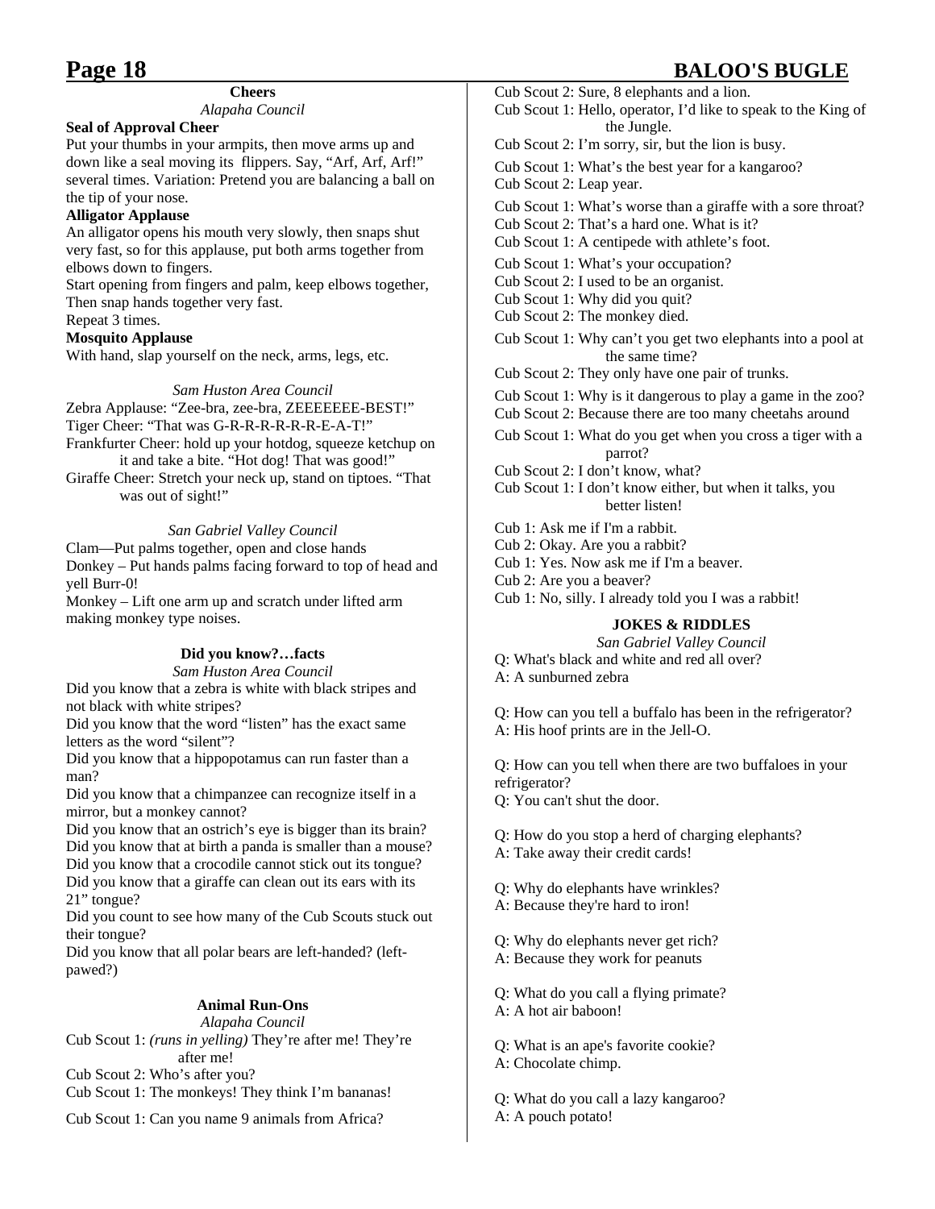### Cheers

*Alapaha Council*

**Seal of Approval Cheer**

Put your thumbs in your armpits, then move arms up and down like a seal moving its flippers. Say, "Arf, Arf, Arf!" several times. Variation: Pretend you are balancing a ball on the tip of your nose.

**Alligator Applause**

An alligator opens his mouth very slowly, then snaps shut very fast, so for this applause, put both arms together from elbows down to fingers.

Start opening from fingers and palm, keep elbows together, Then snap hands together very fast.

Repeat 3 times.

**Mosquito Applause**

With hand, slap yourself on the neck, arms, legs, etc.

*Sam Huston Area Council*

Zebra Applause: "Zee-bra, zee-bra, ZEEEEEEE-BEST!"

Tiger Cheer: "That was G-R-R-R-R-R-R-E-A-T!"

Frankfurter Cheer: hold up your hotdog, squeeze ketchup on it and take a bite. "Hot dog! That was good!"

Giraffe Cheer: Stretch your neck up, stand on tiptoes. "That was out of sight!"

*San Gabriel Valley Council*

Clam—Put palms together, open and close hands

Donkey – Put hands palms facing forward to top of head and yell Burr-0!

Monkey – Lift one arm up and scratch under lifted arm making monkey type noises.

### Did you know?…facts

*Sam Huston Area Council*

Did you know that a zebra is white with black stripes and not black with white stripes?

Did you know that the word "listen" has the exact same letters as the word "silent"?

Did you know that a hippopotamus can run faster than a man?

Did you know that a chimpanzee can recognize itself in a mirror, but a monkey cannot?

Did you know that an ostrich's eye is bigger than its brain?

Did you know that at birth a panda is smaller than a mouse?

Did you know that a crocodile cannot stick out its tongue?

Did you know that a giraffe can clean out its ears with its 21" tongue?

Did you count to see how many of the Cub Scouts stuck out their tongue?

Did you know that all polar bears are left-handed? (left-pawed?)

### Animal Run-Ons

*Alapaha Council*

Cub Scout 1: *(runs in yelling)* They're after me! They're after me!

Cub Scout 2: Who's after you?

Cub Scout 1: The monkeys! They think I'm bananas!

Cub Scout 1: Can you name 9 animals from Africa?

Cub Scout 2: Sure, 8 elephants and a lion.

Cub Scout 1: Hello, operator, I'd like to speak to the King of the Jungle.

Cub Scout 2: I'm sorry, sir, but the lion is busy.

Cub Scout 1: What's the best year for a kangaroo?

Cub Scout 2: Leap year.

Cub Scout 1: What's worse than a giraffe with a sore throat?

Cub Scout 2: That's a hard one. What is it?

Cub Scout 1: A centipede with athlete's foot.

Cub Scout 1: What's your occupation?

Cub Scout 2: I used to be an organist.

Cub Scout 1: Why did you quit?

Cub Scout 2: The monkey died.

Cub Scout 1: Why can't you get two elephants into a pool at the same time?

Cub Scout 2: They only have one pair of trunks.

Cub Scout 1: Why is it dangerous to play a game in the zoo?

Cub Scout 2: Because there are too many cheetahs around

Cub Scout 1: What do you get when you cross a tiger with a parrot?

Cub Scout 2: I don't know, what?

Cub Scout 1: I don't know either, but when it talks, you better listen!

Cub 1: Ask me if I'm a rabbit.

Cub 2: Okay. Are you a rabbit?

Cub 1: Yes. Now ask me if I'm a beaver.

Cub 2: Are you a beaver?

Cub 1: No, silly. I already told you I was a rabbit!

### JOKES & RIDDLES

*San Gabriel Valley Council*

Q: What's black and white and red all over?
A: A sunburned zebra

Q: How can you tell a buffalo has been in the refrigerator?
A: His hoof prints are in the Jell-O.

Q: How can you tell when there are two buffaloes in your refrigerator?
Q: You can't shut the door.

Q: How do you stop a herd of charging elephants?
A: Take away their credit cards!

Q: Why do elephants have wrinkles?
A: Because they're hard to iron!

Q: Why do elephants never get rich?
A: Because they work for peanuts

Q: What do you call a flying primate?
A: A hot air baboon!

Q: What is an ape's favorite cookie?
A: Chocolate chimp.

Q: What do you call a lazy kangaroo?
A: A pouch potato!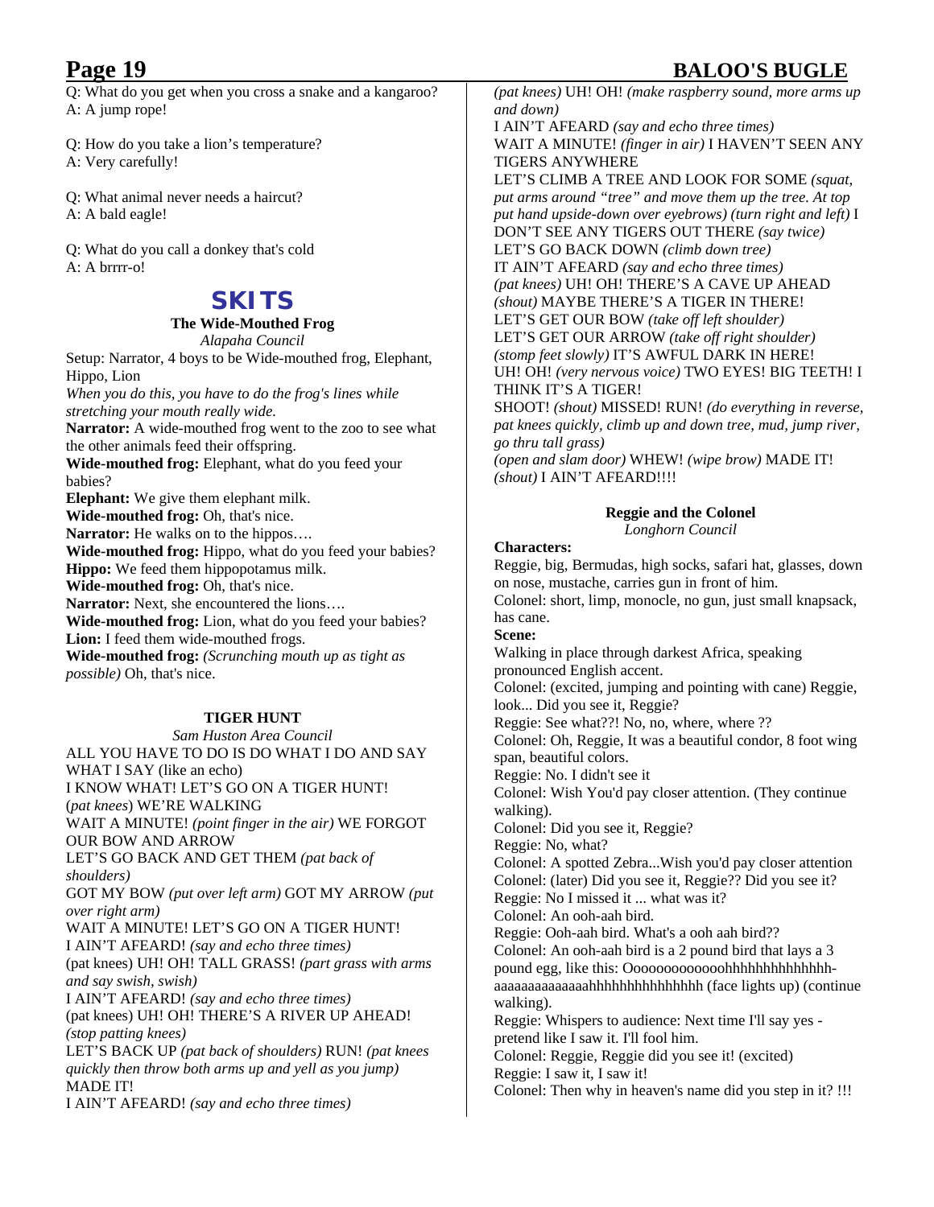Q: What do you get when you cross a snake and a kangaroo?
A: A jump rope!

Q: How do you take a lion's temperature?
A: Very carefully!

Q: What animal never needs a haircut?
A: A bald eagle!

Q: What do you call a donkey that's cold
A: A brrrr-o!

# SKITS

### The Wide-Mouthed Frog

*Alapaha Council*

Setup: Narrator, 4 boys to be Wide-mouthed frog, Elephant, Hippo, Lion

*When you do this, you have to do the frog's lines while stretching your mouth really wide.*

**Narrator:** A wide-mouthed frog went to the zoo to see what the other animals feed their offspring.

**Wide-mouthed frog:** Elephant, what do you feed your babies?

**Elephant:** We give them elephant milk.

**Wide-mouthed frog:** Oh, that's nice.

**Narrator:** He walks on to the hippos….

**Wide-mouthed frog:** Hippo, what do you feed your babies?

**Hippo:** We feed them hippopotamus milk.

**Wide-mouthed frog:** Oh, that's nice.

**Narrator:** Next, she encountered the lions….

**Wide-mouthed frog:** Lion, what do you feed your babies?

**Lion:** I feed them wide-mouthed frogs.

**Wide-mouthed frog:** *(Scrunching mouth up as tight as possible)* Oh, that's nice.

### TIGER HUNT

*Sam Huston Area Council*

ALL YOU HAVE TO DO IS DO WHAT I DO AND SAY WHAT I SAY (like an echo)

I KNOW WHAT! LET'S GO ON A TIGER HUNT!

(*pat knees*) WE'RE WALKING

WAIT A MINUTE! *(point finger in the air)* WE FORGOT OUR BOW AND ARROW

LET'S GO BACK AND GET THEM *(pat back of shoulders)*

GOT MY BOW *(put over left arm)* GOT MY ARROW *(put over right arm)*

WAIT A MINUTE! LET'S GO ON A TIGER HUNT!

I AIN'T AFEARD! *(say and echo three times)*

(pat knees) UH! OH! TALL GRASS! *(part grass with arms and say swish, swish)*

I AIN'T AFEARD! *(say and echo three times)*

(pat knees) UH! OH! THERE'S A RIVER UP AHEAD! *(stop patting knees)*

LET'S BACK UP *(pat back of shoulders)* RUN! *(pat knees quickly then throw both arms up and yell as you jump)* MADE IT!

I AIN'T AFEARD! *(say and echo three times)*

*(pat knees)* UH! OH! *(make raspberry sound, more arms up and down)*

I AIN'T AFEARD *(say and echo three times)*

WAIT A MINUTE! *(finger in air)* I HAVEN'T SEEN ANY TIGERS ANYWHERE

LET'S CLIMB A TREE AND LOOK FOR SOME *(squat, put arms around "tree" and move them up the tree. At top put hand upside-down over eyebrows) (turn right and left)* I DON'T SEE ANY TIGERS OUT THERE *(say twice)*

LET'S GO BACK DOWN *(climb down tree)*

IT AIN'T AFEARD *(say and echo three times)*

*(pat knees)* UH! OH! THERE'S A CAVE UP AHEAD *(shout)* MAYBE THERE'S A TIGER IN THERE!

LET'S GET OUR BOW *(take off left shoulder)*

LET'S GET OUR ARROW *(take off right shoulder)*

*(stomp feet slowly)* IT'S AWFUL DARK IN HERE!

UH! OH! *(very nervous voice)* TWO EYES! BIG TEETH! I THINK IT'S A TIGER!

SHOOT! *(shout)* MISSED! RUN! *(do everything in reverse, pat knees quickly, climb up and down tree, mud, jump river, go thru tall grass)*

*(open and slam door)* WHEW! *(wipe brow)* MADE IT! *(shout)* I AIN'T AFEARD!!!!

### Reggie and the Colonel

*Longhorn Council*

**Characters:**

Reggie, big, Bermudas, high socks, safari hat, glasses, down on nose, mustache, carries gun in front of him.

Colonel: short, limp, monocle, no gun, just small knapsack, has cane.

**Scene:**

Walking in place through darkest Africa, speaking pronounced English accent.

Colonel: (excited, jumping and pointing with cane) Reggie, look... Did you see it, Reggie?

Reggie: See what??! No, no, where, where ??

Colonel: Oh, Reggie, It was a beautiful condor, 8 foot wing span, beautiful colors.

Reggie: No. I didn't see it

Colonel: Wish You'd pay closer attention. (They continue walking).

Colonel: Did you see it, Reggie?

Reggie: No, what?

Colonel: A spotted Zebra...Wish you'd pay closer attention

Colonel: (later) Did you see it, Reggie?? Did you see it?

Reggie: No I missed it ... what was it?

Colonel: An ooh-aah bird.

Reggie: Ooh-aah bird. What's a ooh aah bird??

Colonel: An ooh-aah bird is a 2 pound bird that lays a 3 pound egg, like this: Ooooooooooooohhhhhhhhhhhhhh-aaaaaaaaaaaaaahhhhhhhhhhhhhhh (face lights up) (continue walking).

Reggie: Whispers to audience: Next time I'll say yes - pretend like I saw it. I'll fool him.

Colonel: Reggie, Reggie did you see it! (excited)

Reggie: I saw it, I saw it!

Colonel: Then why in heaven's name did you step in it? !!!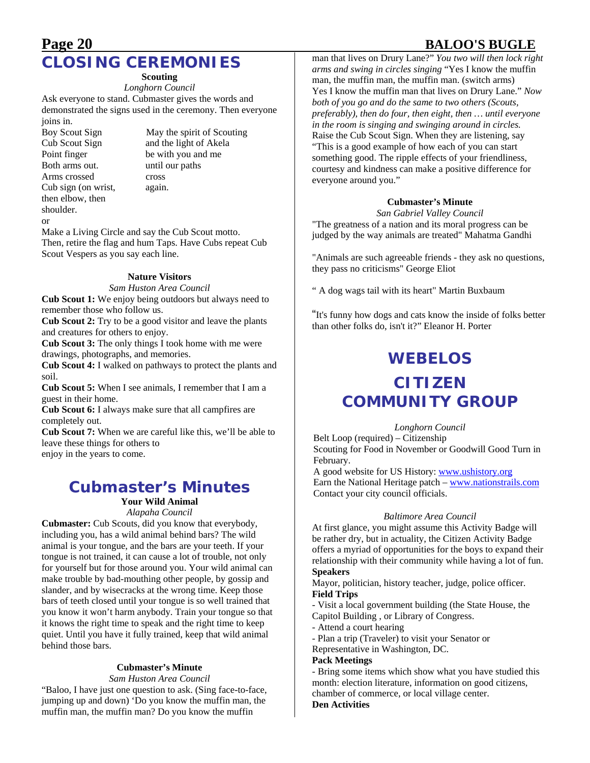# CLOSING CEREMONIES

### Scouting

*Longhorn Council*

Ask everyone to stand. Cubmaster gives the words and demonstrated the signs used in the ceremony. Then everyone joins in.

| | |
|---|---|
| Boy Scout Sign | May the spirit of Scouting |
| Cub Scout Sign | and the light of Akela |
| Point finger | be with you and me |
| Both arms out. | until our paths |
| Arms crossed | cross |
| Cub sign (on wrist, then elbow, then shoulder. | again. |

or

Make a Living Circle and say the Cub Scout motto. Then, retire the flag and hum Taps. Have Cubs repeat Cub Scout Vespers as you say each line.

### Nature Visitors

*Sam Huston Area Council*

**Cub Scout 1:** We enjoy being outdoors but always need to remember those who follow us.

**Cub Scout 2:** Try to be a good visitor and leave the plants and creatures for others to enjoy.

**Cub Scout 3:** The only things I took home with me were drawings, photographs, and memories.

**Cub Scout 4:** I walked on pathways to protect the plants and soil.

**Cub Scout 5:** When I see animals, I remember that I am a guest in their home.

**Cub Scout 6:** I always make sure that all campfires are completely out.

**Cub Scout 7:** When we are careful like this, we'll be able to leave these things for others to
enjoy in the years to come.

# Cubmaster's Minutes

### Your Wild Animal

*Alapaha Council*

**Cubmaster:** Cub Scouts, did you know that everybody, including you, has a wild animal behind bars? The wild animal is your tongue, and the bars are your teeth. If your tongue is not trained, it can cause a lot of trouble, not only for yourself but for those around you. Your wild animal can make trouble by bad-mouthing other people, by gossip and slander, and by wisecracks at the wrong time. Keep those bars of teeth closed until your tongue is so well trained that you know it won't harm anybody. Train your tongue so that it knows the right time to speak and the right time to keep quiet. Until you have it fully trained, keep that wild animal behind those bars.

### Cubmaster's Minute

*Sam Huston Area Council*

"Baloo, I have just one question to ask. (Sing face-to-face, jumping up and down) 'Do you know the muffin man, the muffin man, the muffin man? Do you know the muffin man that lives on Drury Lane?" *You two will then lock right arms and swing in circles singing* "Yes I know the muffin man, the muffin man, the muffin man. (switch arms) Yes I know the muffin man that lives on Drury Lane." *Now both of you go and do the same to two others (Scouts, preferably), then do four, then eight, then … until everyone in the room is singing and swinging around in circles.* Raise the Cub Scout Sign. When they are listening, say "This is a good example of how each of you can start something good. The ripple effects of your friendliness, courtesy and kindness can make a positive difference for everyone around you."

### Cubmaster's Minute

*San Gabriel Valley Council*

"The greatness of a nation and its moral progress can be judged by the way animals are treated" Mahatma Gandhi

"Animals are such agreeable friends - they ask no questions, they pass no criticisms" George Eliot

" A dog wags tail with its heart" Martin Buxbaum

"It's funny how dogs and cats know the inside of folks better than other folks do, isn't it?" Eleanor H. Porter

# WEBELOS

# CITIZEN COMMUNITY GROUP

*Longhorn Council*

Belt Loop (required) – Citizenship

Scouting for Food in November or Goodwill Good Turn in February.

A good website for US History: www.ushistory.org

Earn the National Heritage patch – www.nationstrails.com

Contact your city council officials.

*Baltimore Area Council*

At first glance, you might assume this Activity Badge will be rather dry, but in actuality, the Citizen Activity Badge offers a myriad of opportunities for the boys to expand their relationship with their community while having a lot of fun.

**Speakers**

Mayor, politician, history teacher, judge, police officer.

**Field Trips**

- Visit a local government building (the State House, the Capitol Building , or Library of Congress.
- Attend a court hearing
- Plan a trip (Traveler) to visit your Senator or Representative in Washington, DC.

**Pack Meetings**

- Bring some items which show what you have studied this month: election literature, information on good citizens, chamber of commerce, or local village center.

**Den Activities**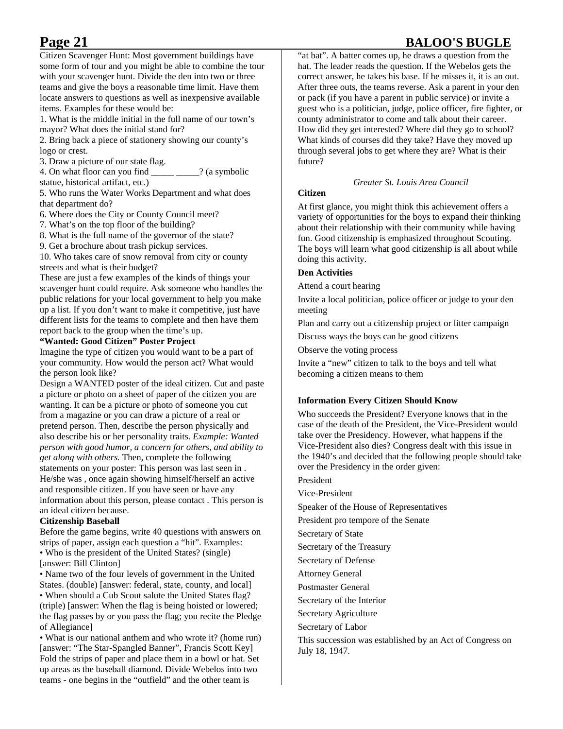Citizen Scavenger Hunt: Most government buildings have some form of tour and you might be able to combine the tour with your scavenger hunt. Divide the den into two or three teams and give the boys a reasonable time limit. Have them locate answers to questions as well as inexpensive available items. Examples for these would be:

1. What is the middle initial in the full name of our town's mayor? What does the initial stand for?
2. Bring back a piece of stationery showing our county's logo or crest.
3. Draw a picture of our state flag.
4. On what floor can you find _____ _____? (a symbolic statue, historical artifact, etc.)
5. Who runs the Water Works Department and what does that department do?
6. Where does the City or County Council meet?
7. What's on the top floor of the building?
8. What is the full name of the governor of the state?
9. Get a brochure about trash pickup services.
10. Who takes care of snow removal from city or county streets and what is their budget?

These are just a few examples of the kinds of things your scavenger hunt could require. Ask someone who handles the public relations for your local government to help you make up a list. If you don't want to make it competitive, just have different lists for the teams to complete and then have them report back to the group when the time's up.

**"Wanted: Good Citizen" Poster Project**

Imagine the type of citizen you would want to be a part of your community. How would the person act? What would the person look like?

Design a WANTED poster of the ideal citizen. Cut and paste a picture or photo on a sheet of paper of the citizen you are wanting. It can be a picture or photo of someone you cut from a magazine or you can draw a picture of a real or pretend person. Then, describe the person physically and also describe his or her personality traits. *Example: Wanted person with good humor, a concern for others, and ability to get along with others.* Then, complete the following statements on your poster: This person was last seen in . He/she was , once again showing himself/herself an active and responsible citizen. If you have seen or have any information about this person, please contact . This person is an ideal citizen because.

**Citizenship Baseball**

Before the game begins, write 40 questions with answers on strips of paper, assign each question a "hit". Examples:

- Who is the president of the United States? (single) [answer: Bill Clinton]
- Name two of the four levels of government in the United States. (double) [answer: federal, state, county, and local]
- When should a Cub Scout salute the United States flag? (triple) [answer: When the flag is being hoisted or lowered; the flag passes by or you pass the flag; you recite the Pledge of Allegiance]
- What is our national anthem and who wrote it? (home run) [answer: "The Star-Spangled Banner", Francis Scott Key]

Fold the strips of paper and place them in a bowl or hat. Set up areas as the baseball diamond. Divide Webelos into two teams - one begins in the "outfield" and the other team is "at bat". A batter comes up, he draws a question from the hat. The leader reads the question. If the Webelos gets the correct answer, he takes his base. If he misses it, it is an out. After three outs, the teams reverse. Ask a parent in your den or pack (if you have a parent in public service) or invite a guest who is a politician, judge, police officer, fire fighter, or county administrator to come and talk about their career. How did they get interested? Where did they go to school? What kinds of courses did they take? Have they moved up through several jobs to get where they are? What is their future?

*Greater St. Louis Area Council*

**Citizen**

At first glance, you might think this achievement offers a variety of opportunities for the boys to expand their thinking about their relationship with their community while having fun. Good citizenship is emphasized throughout Scouting. The boys will learn what good citizenship is all about while doing this activity.

**Den Activities**

Attend a court hearing

Invite a local politician, police officer or judge to your den meeting

Plan and carry out a citizenship project or litter campaign

Discuss ways the boys can be good citizens

Observe the voting process

Invite a "new" citizen to talk to the boys and tell what becoming a citizen means to them

**Information Every Citizen Should Know**

Who succeeds the President? Everyone knows that in the case of the death of the President, the Vice-President would take over the Presidency. However, what happens if the Vice-President also dies? Congress dealt with this issue in the 1940's and decided that the following people should take over the Presidency in the order given:

President

Vice-President

Speaker of the House of Representatives

President pro tempore of the Senate

Secretary of State

Secretary of the Treasury

Secretary of Defense

Attorney General

Postmaster General

Secretary of the Interior

Secretary Agriculture

Secretary of Labor

This succession was established by an Act of Congress on July 18, 1947.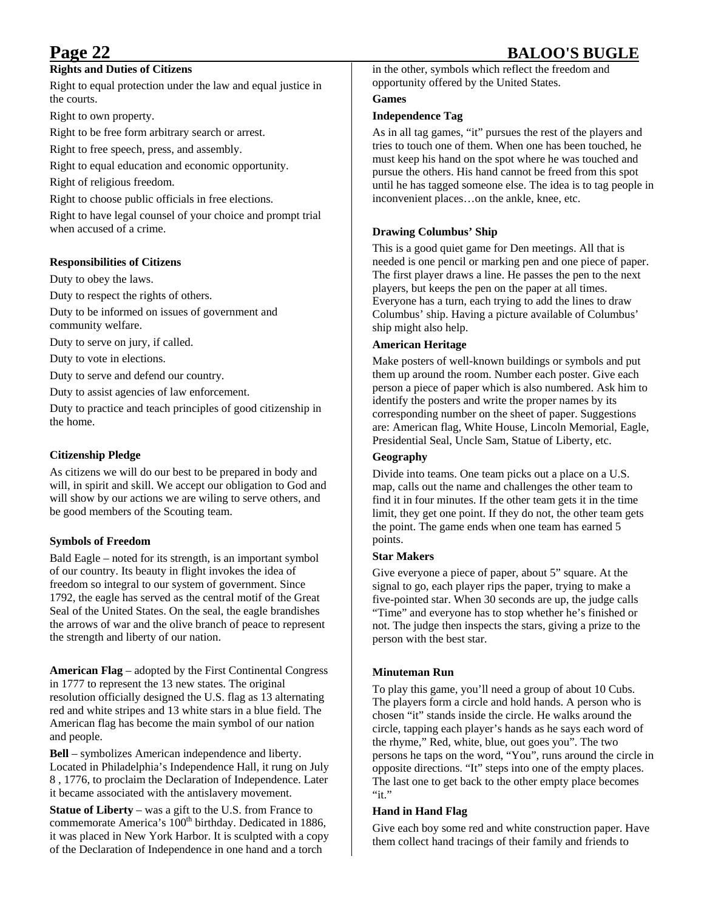### Rights and Duties of Citizens

Right to equal protection under the law and equal justice in the courts.

Right to own property.

Right to be free form arbitrary search or arrest.

Right to free speech, press, and assembly.

Right to equal education and economic opportunity.

Right of religious freedom.

Right to choose public officials in free elections.

Right to have legal counsel of your choice and prompt trial when accused of a crime.

### Responsibilities of Citizens

Duty to obey the laws.

Duty to respect the rights of others.

Duty to be informed on issues of government and community welfare.

Duty to serve on jury, if called.

Duty to vote in elections.

Duty to serve and defend our country.

Duty to assist agencies of law enforcement.

Duty to practice and teach principles of good citizenship in the home.

### Citizenship Pledge

As citizens we will do our best to be prepared in body and will, in spirit and skill. We accept our obligation to God and will show by our actions we are wiling to serve others, and be good members of the Scouting team.

### Symbols of Freedom

Bald Eagle – noted for its strength, is an important symbol of our country. Its beauty in flight invokes the idea of freedom so integral to our system of government. Since 1792, the eagle has served as the central motif of the Great Seal of the United States. On the seal, the eagle brandishes the arrows of war and the olive branch of peace to represent the strength and liberty of our nation.

**American Flag** – adopted by the First Continental Congress in 1777 to represent the 13 new states. The original resolution officially designed the U.S. flag as 13 alternating red and white stripes and 13 white stars in a blue field. The American flag has become the main symbol of our nation and people.

**Bell** – symbolizes American independence and liberty. Located in Philadelphia's Independence Hall, it rung on July 8 , 1776, to proclaim the Declaration of Independence. Later it became associated with the antislavery movement.

**Statue of Liberty** – was a gift to the U.S. from France to commemorate America's 100th birthday. Dedicated in 1886, it was placed in New York Harbor. It is sculpted with a copy of the Declaration of Independence in one hand and a torch in the other, symbols which reflect the freedom and opportunity offered by the United States.

### Games

#### Independence Tag

As in all tag games, "it" pursues the rest of the players and tries to touch one of them. When one has been touched, he must keep his hand on the spot where he was touched and pursue the others. His hand cannot be freed from this spot until he has tagged someone else. The idea is to tag people in inconvenient places…on the ankle, knee, etc.

#### Drawing Columbus' Ship

This is a good quiet game for Den meetings. All that is needed is one pencil or marking pen and one piece of paper. The first player draws a line. He passes the pen to the next players, but keeps the pen on the paper at all times. Everyone has a turn, each trying to add the lines to draw Columbus' ship. Having a picture available of Columbus' ship might also help.

#### American Heritage

Make posters of well-known buildings or symbols and put them up around the room. Number each poster. Give each person a piece of paper which is also numbered. Ask him to identify the posters and write the proper names by its corresponding number on the sheet of paper. Suggestions are: American flag, White House, Lincoln Memorial, Eagle, Presidential Seal, Uncle Sam, Statue of Liberty, etc.

#### Geography

Divide into teams. One team picks out a place on a U.S. map, calls out the name and challenges the other team to find it in four minutes. If the other team gets it in the time limit, they get one point. If they do not, the other team gets the point. The game ends when one team has earned 5 points.

#### Star Makers

Give everyone a piece of paper, about 5" square. At the signal to go, each player rips the paper, trying to make a five-pointed star. When 30 seconds are up, the judge calls "Time" and everyone has to stop whether he's finished or not. The judge then inspects the stars, giving a prize to the person with the best star.

#### Minuteman Run

To play this game, you'll need a group of about 10 Cubs. The players form a circle and hold hands. A person who is chosen "it" stands inside the circle. He walks around the circle, tapping each player's hands as he says each word of the rhyme," Red, white, blue, out goes you". The two persons he taps on the word, "You", runs around the circle in opposite directions. "It" steps into one of the empty places. The last one to get back to the other empty place becomes "it."

#### Hand in Hand Flag

Give each boy some red and white construction paper. Have them collect hand tracings of their family and friends to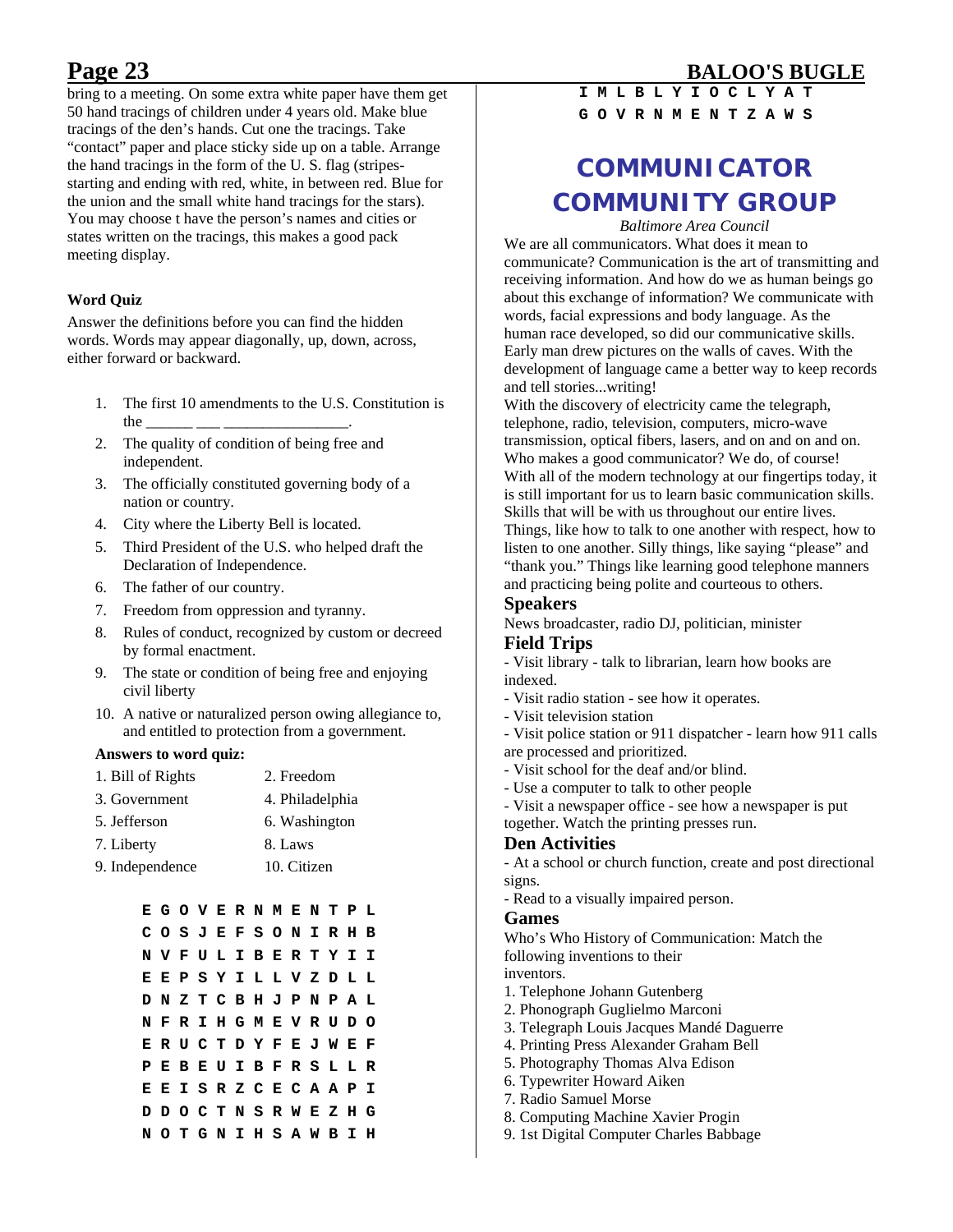bring to a meeting. On some extra white paper have them get 50 hand tracings of children under 4 years old. Make blue tracings of the den's hands. Cut one the tracings. Take "contact" paper and place sticky side up on a table. Arrange the hand tracings in the form of the U. S. flag (stripes- starting and ending with red, white, in between red. Blue for the union and the small white hand tracings for the stars). You may choose t have the person's names and cities or states written on the tracings, this makes a good pack meeting display.

**Word Quiz**

Answer the definitions before you can find the hidden words. Words may appear diagonally, up, down, across, either forward or backward.

1. The first 10 amendments to the U.S. Constitution is the ______ ___ ________________.
2. The quality of condition of being free and independent.
3. The officially constituted governing body of a nation or country.
4. City where the Liberty Bell is located.
5. Third President of the U.S. who helped draft the Declaration of Independence.
6. The father of our country.
7. Freedom from oppression and tyranny.
8. Rules of conduct, recognized by custom or decreed by formal enactment.
9. The state or condition of being free and enjoying civil liberty
10. A native or naturalized person owing allegiance to, and entitled to protection from a government.

**Answers to word quiz:**

| | |
|---|---|
| 1. Bill of Rights | 2. Freedom |
| 3. Government | 4. Philadelphia |
| 5. Jefferson | 6. Washington |
| 7. Liberty | 8. Laws |
| 9. Independence | 10. Citizen |

```
E G O V E R N M E N T P L
C O S J E F S O N I R H B
N V F U L I B E R T Y I I
E E P S Y I L L V Z D L L
D N Z T C B H J P N P A L
N F R I H G M E V R U D O
E R U C T D Y F E J W E F
P E B E U I B F R S L L R
E E I S R Z C E C A A P I
D D O C T N S R W E Z H G
N O T G N I H S A W B I H
I M L B L Y I O C L Y A T
G O V R N M E N T Z A W S
```

# COMMUNICATOR COMMUNITY GROUP

*Baltimore Area Council*

We are all communicators. What does it mean to communicate? Communication is the art of transmitting and receiving information. And how do we as human beings go about this exchange of information? We communicate with words, facial expressions and body language. As the human race developed, so did our communicative skills. Early man drew pictures on the walls of caves. With the development of language came a better way to keep records and tell stories...writing!

With the discovery of electricity came the telegraph, telephone, radio, television, computers, micro-wave transmission, optical fibers, lasers, and on and on and on. Who makes a good communicator? We do, of course! With all of the modern technology at our fingertips today, it is still important for us to learn basic communication skills. Skills that will be with us throughout our entire lives. Things, like how to talk to one another with respect, how to listen to one another. Silly things, like saying "please" and "thank you." Things like learning good telephone manners and practicing being polite and courteous to others.

## Speakers

News broadcaster, radio DJ, politician, minister

## Field Trips

- Visit library - talk to librarian, learn how books are indexed.
- Visit radio station - see how it operates.
- Visit television station
- Visit police station or 911 dispatcher - learn how 911 calls are processed and prioritized.
- Visit school for the deaf and/or blind.
- Use a computer to talk to other people
- Visit a newspaper office - see how a newspaper is put together. Watch the printing presses run.

## Den Activities

- At a school or church function, create and post directional signs.
- Read to a visually impaired person.

## Games

Who's Who History of Communication: Match the following inventions to their inventors.

1. Telephone Johann Gutenberg
2. Phonograph Guglielmo Marconi
3. Telegraph Louis Jacques Mandé Daguerre
4. Printing Press Alexander Graham Bell
5. Photography Thomas Alva Edison
6. Typewriter Howard Aiken
7. Radio Samuel Morse
8. Computing Machine Xavier Progin
9. 1st Digital Computer Charles Babbage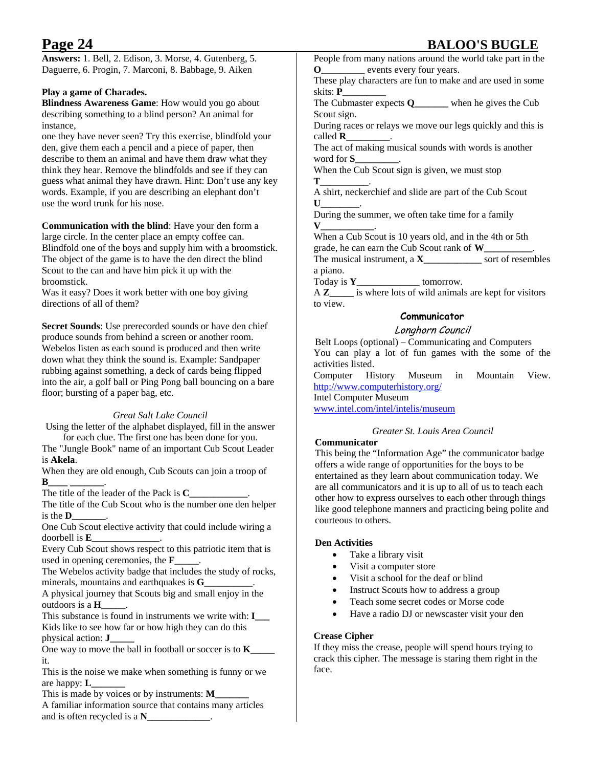**Answers:** 1. Bell, 2. Edison, 3. Morse, 4. Gutenberg, 5. Daguerre, 6. Progin, 7. Marconi, 8. Babbage, 9. Aiken

**Play a game of Charades.**

**Blindness Awareness Game**: How would you go about describing something to a blind person? An animal for instance,
one they have never seen? Try this exercise, blindfold your den, give them each a pencil and a piece of paper, then describe to them an animal and have them draw what they think they hear. Remove the blindfolds and see if they can guess what animal they have drawn. Hint: Don't use any key words. Example, if you are describing an elephant don't use the word trunk for his nose.

**Communication with the blind**: Have your den form a large circle. In the center place an empty coffee can. Blindfold one of the boys and supply him with a broomstick. The object of the game is to have the den direct the blind Scout to the can and have him pick it up with the broomstick.
Was it easy? Does it work better with one boy giving directions of all of them?

**Secret Sounds**: Use prerecorded sounds or have den chief produce sounds from behind a screen or another room. Webelos listen as each sound is produced and then write down what they think the sound is. Example: Sandpaper rubbing against something, a deck of cards being flipped into the air, a golf ball or Ping Pong ball bouncing on a bare floor; bursting of a paper bag, etc.

*Great Salt Lake Council*

Using the letter of the alphabet displayed, fill in the answer for each clue. The first one has been done for you.

The "Jungle Book" name of an important Cub Scout Leader is **Akela**.
When they are old enough, Cub Scouts can join a troop of **B**____ _______.
The title of the leader of the Pack is **C**____________.
The title of the Cub Scout who is the number one den helper is the **D**_______.
One Cub Scout elective activity that could include wiring a doorbell is **E**______________.
Every Cub Scout shows respect to this patriotic item that is used in opening ceremonies, the **F**_____.
The Webelos activity badge that includes the study of rocks, minerals, mountains and earthquakes is **G**__________.
A physical journey that Scouts big and small enjoy in the outdoors is a **H**_____.
This substance is found in instruments we write with: **I**___
Kids like to see how far or how high they can do this physical action: **J**_____
One way to move the ball in football or soccer is to **K**_____ it.
This is the noise we make when something is funny or we are happy: **L**_______
This is made by voices or by instruments: **M**_______
A familiar information source that contains many articles and is often recycled is a **N**_____________.
People from many nations around the world take part in the **O**_________ events every four years.
These play characters are fun to make and are used in some skits: **P**_________
The Cubmaster expects **Q**_______ when he gives the Cub Scout sign.
During races or relays we move our legs quickly and this is called **R**_________.
The act of making musical sounds with words is another word for **S**_________.
When the Cub Scout sign is given, we must stop **T**__________.
A shirt, neckerchief and slide are part of the Cub Scout **U**________.
During the summer, we often take time for a family **V**___________.
When a Cub Scout is 10 years old, and in the 4th or 5th grade, he can earn the Cub Scout rank of **W**__________.
The musical instrument, a **X**____________ sort of resembles a piano.
Today is **Y**_____________ tomorrow.
A **Z**_____ is where lots of wild animals are kept for visitors to view.

## Communicator

*Longhorn Council*

Belt Loops (optional) – Communicating and Computers
You can play a lot of fun games with the some of the activities listed.
Computer History Museum in Mountain View. http://www.computerhistory.org/
Intel Computer Museum
www.intel.com/intel/intelis/museum

*Greater St. Louis Area Council*

**Communicator**

This being the "Information Age" the communicator badge offers a wide range of opportunities for the boys to be entertained as they learn about communication today. We are all communicators and it is up to all of us to teach each other how to express ourselves to each other through things like good telephone manners and practicing being polite and courteous to others.

**Den Activities**

- Take a library visit
- Visit a computer store
- Visit a school for the deaf or blind
- Instruct Scouts how to address a group
- Teach some secret codes or Morse code
- Have a radio DJ or newscaster visit your den

**Crease Cipher**

If they miss the crease, people will spend hours trying to crack this cipher. The message is staring them right in the face.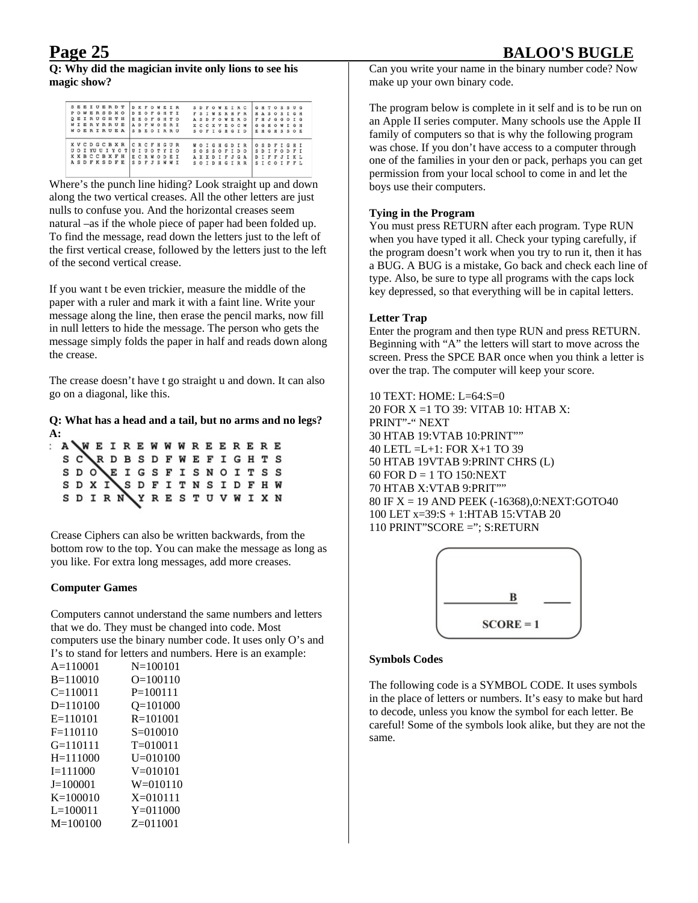**Q: Why did the magician invite only lions to see his magic show?**

```
S E E I U E R D T | D K F O W E I R | S D F O W E I R C | G H T O S S U G
P O W E R S D X O | D E O F G H T I | F S I W E R H F R | H A S O S I G H
Q E I R U G H T H | E E O F G H T O | A S D F O W E R O | F H J G G O I G
W I E R Y R R U E | A D F W O E R I | X C C X V E O C W | G G H O W I G H
W O E R I R U E A | S B E O I R R U | S O F I G H G I D | E H G H S S O E

X V C D G C B X R | C R C F H G U R | W O I G H G D I R | O S D F I G H I
U O I Y U U I Y O T | U I U O T Y I O | S O S S O F I D O | S D I F O D F I
X X B C C B X F H | E C R W O D E I | A X X D I F J G A | D I F F J I K L
A S D F K S D F E | S D F J S W W I | S O I D H G I R R | S I C O I F F L
```

Where's the punch line hiding? Look straight up and down along the two vertical creases. All the other letters are just nulls to confuse you. And the horizontal creases seem natural –as if the whole piece of paper had been folded up. To find the message, read down the letters just to the left of the first vertical crease, followed by the letters just to the left of the second vertical crease.

If you want t be even trickier, measure the middle of the paper with a ruler and mark it with a faint line. Write your message along the line, then erase the pencil marks, now fill in null letters to hide the message. The person who gets the message simply folds the paper in half and reads down along the crease.

The crease doesn't have t go straight u and down. It can also go on a diagonal, like this.

**Q: What has a head and a tail, but no arms and no legs?**
**A:**

```
A \ W E I R E W W W R E E R E R E
S C \ R D B S D F W E F I G H T S
S D O \ E I G S F I S N O I T S S
S D X I \ S D F I T N S I D F H W
S D I R N \ Y R E S T U V W I X N
```

Crease Ciphers can also be written backwards, from the bottom row to the top. You can make the message as long as you like. For extra long messages, add more creases.

**Computer Games**

Computers cannot understand the same numbers and letters that we do. They must be changed into code. Most computers use the binary number code. It uses only O's and I's to stand for letters and numbers. Here is an example:

| | |
|---|---|
| A=110001 | N=100101 |
| B=110010 | O=100110 |
| C=110011 | P=100111 |
| D=110100 | Q=101000 |
| E=110101 | R=101001 |
| F=110110 | S=010010 |
| G=110111 | T=010011 |
| H=111000 | U=010100 |
| I=111000 | V=010101 |
| J=100001 | W=010110 |
| K=100010 | X=010111 |
| L=100011 | Y=011000 |
| M=100100 | Z=011001 |

Can you write your name in the binary number code? Now make up your own binary code.

The program below is complete in it self and is to be run on an Apple II series computer. Many schools use the Apple II family of computers so that is why the following program was chose. If you don't have access to a computer through one of the families in your den or pack, perhaps you can get permission from your local school to come in and let the boys use their computers.

**Tying in the Program**

You must press RETURN after each program. Type RUN when you have typed it all. Check your typing carefully, if the program doesn't work when you try to run it, then it has a BUG. A BUG is a mistake, Go back and check each line of type. Also, be sure to type all programs with the caps lock key depressed, so that everything will be in capital letters.

**Letter Trap**

Enter the program and then type RUN and press RETURN. Beginning with "A" the letters will start to move across the screen. Press the SPCE BAR once when you think a letter is over the trap. The computer will keep your score.

```
10 TEXT: HOME: L=64:S=0
20 FOR X =1 TO 39: VITAB 10: HTAB X:
PRINT"-" NEXT
30 HTAB 19:VTAB 10:PRINT""
40 LETL =L+1: FOR X+1 TO 39
50 HTAB 19VTAB 9:PRINT CHRS (L)
60 FOR D = 1 TO 150:NEXT
70 HTAB X:VTAB 9:PRIT""
80 IF X = 19 AND PEEK (-16368),0:NEXT:GOTO40
100 LET x=39:S + 1:HTAB 15:VTAB 20
110 PRINT"SCORE ="; S:RETURN
```

```
__________ B    ____

     SCORE = 1
```

**Symbols Codes**

The following code is a SYMBOL CODE. It uses symbols in the place of letters or numbers. It's easy to make but hard to decode, unless you know the symbol for each letter. Be careful! Some of the symbols look alike, but they are not the same.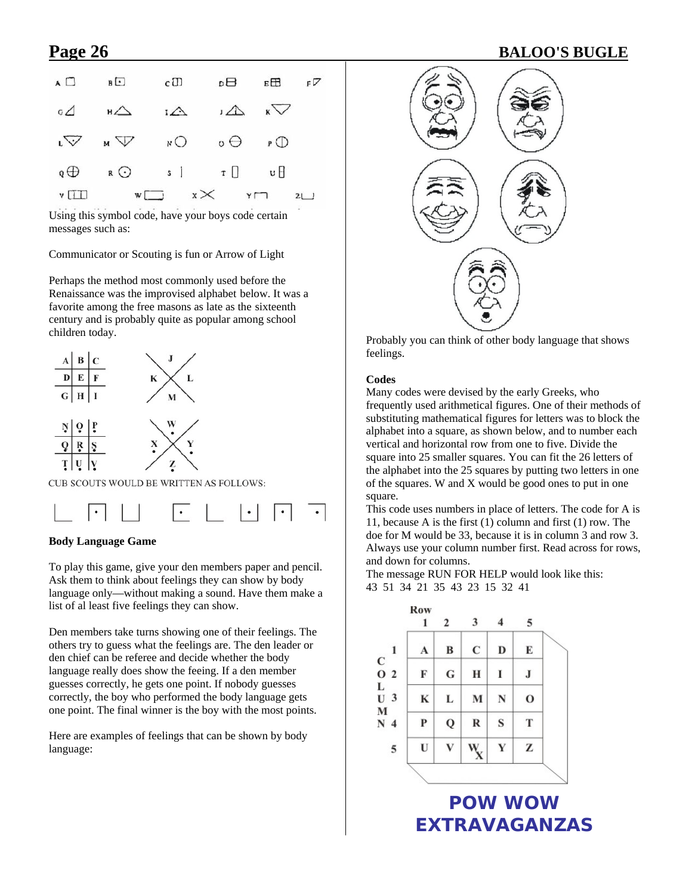Using this symbol code, have your boys code certain messages such as:

Communicator or Scouting is fun or Arrow of Light

Perhaps the method most commonly used before the Renaissance was the improvised alphabet below. It was a favorite among the free masons as late as the sixteenth century and is probably quite as popular among school children today.

CUB SCOUTS WOULD BE WRITTEN AS FOLLOWS:

**Body Language Game**

To play this game, give your den members paper and pencil. Ask them to think about feelings they can show by body language only—without making a sound. Have them make a list of al least five feelings they can show.

Den members take turns showing one of their feelings. The others try to guess what the feelings are. The den leader or den chief can be referee and decide whether the body language really does show the feeing. If a den member guesses correctly, he gets one point. If nobody guesses correctly, the boy who performed the body language gets one point. The final winner is the boy with the most points.

Here are examples of feelings that can be shown by body language:

Probably you can think of other body language that shows feelings.

**Codes**

Many codes were devised by the early Greeks, who frequently used arithmetical figures. One of their methods of substituting mathematical figures for letters was to block the alphabet into a square, as shown below, and to number each vertical and horizontal row from one to five. Divide the square into 25 smaller squares. You can fit the 26 letters of the alphabet into the 25 squares by putting two letters in one of the squares. W and X would be good ones to put in one square.

This code uses numbers in place of letters. The code for A is 11, because A is the first (1) column and first (1) row. The doe for M would be 33, because it is in column 3 and row 3. Always use your column number first. Read across for rows, and down for columns.

The message RUN FOR HELP would look like this:
43 51 34 21 35 43 23 15 32 41

| COLUMN \ Row | 1 | 2 | 3 | 4 | 5 |
|---|---|---|---|---|---|
| 1 | A | B | C | D | E |
| 2 | F | G | H | I | J |
| 3 | K | L | M | N | O |
| 4 | P | Q | R | S | T |
| 5 | U | V | W X | Y | Z |

**POW WOW EXTRAVAGANZAS**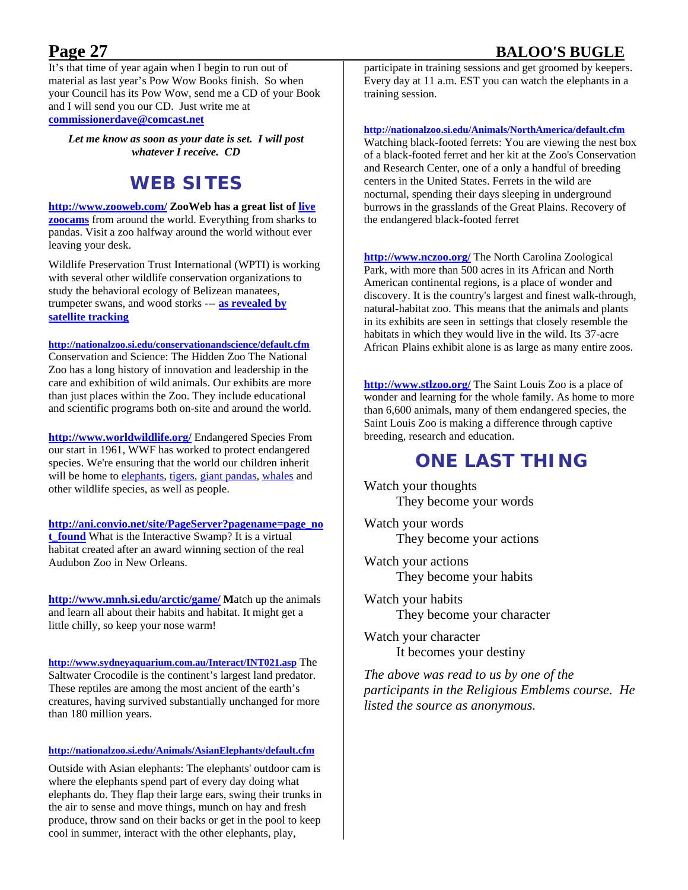It's that time of year again when I begin to run out of material as last year's Pow Wow Books finish. So when your Council has its Pow Wow, send me a CD of your Book and I will send you our CD. Just write me at **commissionerdave@comcast.net**

***Let me know as soon as your date is set. I will post whatever I receive. CD***

## WEB SITES

**http://www.zooweb.com/ ZooWeb has a great list of live zoocams** from around the world. Everything from sharks to pandas. Visit a zoo halfway around the world without ever leaving your desk.

Wildlife Preservation Trust International (WPTI) is working with several other wildlife conservation organizations to study the behavioral ecology of Belizean manatees, trumpeter swans, and wood storks --- **as revealed by satellite tracking**

**http://nationalzoo.si.edu/conservationandscience/default.cfm**
Conservation and Science: The Hidden Zoo The National Zoo has a long history of innovation and leadership in the care and exhibition of wild animals. Our exhibits are more than just places within the Zoo. They include educational and scientific programs both on-site and around the world.

**http://www.worldwildlife.org/** Endangered Species From our start in 1961, WWF has worked to protect endangered species. We're ensuring that the world our children inherit will be home to elephants, tigers, giant pandas, whales and other wildlife species, as well as people.

**http://ani.convio.net/site/PageServer?pagename=page_not_found** What is the Interactive Swamp? It is a virtual habitat created after an award winning section of the real Audubon Zoo in New Orleans.

**http://www.mnh.si.edu/arctic/game/** **M**atch up the animals and learn all about their habits and habitat. It might get a little chilly, so keep your nose warm!

**http://www.sydneyaquarium.com.au/Interact/INT021.asp** The Saltwater Crocodile is the continent's largest land predator. These reptiles are among the most ancient of the earth's creatures, having survived substantially unchanged for more than 180 million years.

**http://nationalzoo.si.edu/Animals/AsianElephants/default.cfm**

Outside with Asian elephants: The elephants' outdoor cam is where the elephants spend part of every day doing what elephants do. They flap their large ears, swing their trunks in the air to sense and move things, munch on hay and fresh produce, throw sand on their backs or get in the pool to keep cool in summer, interact with the other elephants, play, participate in training sessions and get groomed by keepers. Every day at 11 a.m. EST you can watch the elephants in a training session.

**http://nationalzoo.si.edu/Animals/NorthAmerica/default.cfm**
Watching black-footed ferrets: You are viewing the nest box of a black-footed ferret and her kit at the Zoo's Conservation and Research Center, one of a only a handful of breeding centers in the United States. Ferrets in the wild are nocturnal, spending their days sleeping in underground burrows in the grasslands of the Great Plains. Recovery of the endangered black-footed ferret

**http://www.nczoo.org/** The North Carolina Zoological Park, with more than 500 acres in its African and North American continental regions, is a place of wonder and discovery. It is the country's largest and finest walk-through, natural-habitat zoo. This means that the animals and plants in its exhibits are seen in settings that closely resemble the habitats in which they would live in the wild. Its 37-acre African Plains exhibit alone is as large as many entire zoos.

**http://www.stlzoo.org/** The Saint Louis Zoo is a place of wonder and learning for the whole family. As home to more than 6,600 animals, many of them endangered species, the Saint Louis Zoo is making a difference through captive breeding, research and education.

## ONE LAST THING

Watch your thoughts
They become your words

Watch your words
They become your actions

Watch your actions
They become your habits

Watch your habits
They become your character

Watch your character
It becomes your destiny

*The above was read to us by one of the participants in the Religious Emblems course. He listed the source as anonymous.*